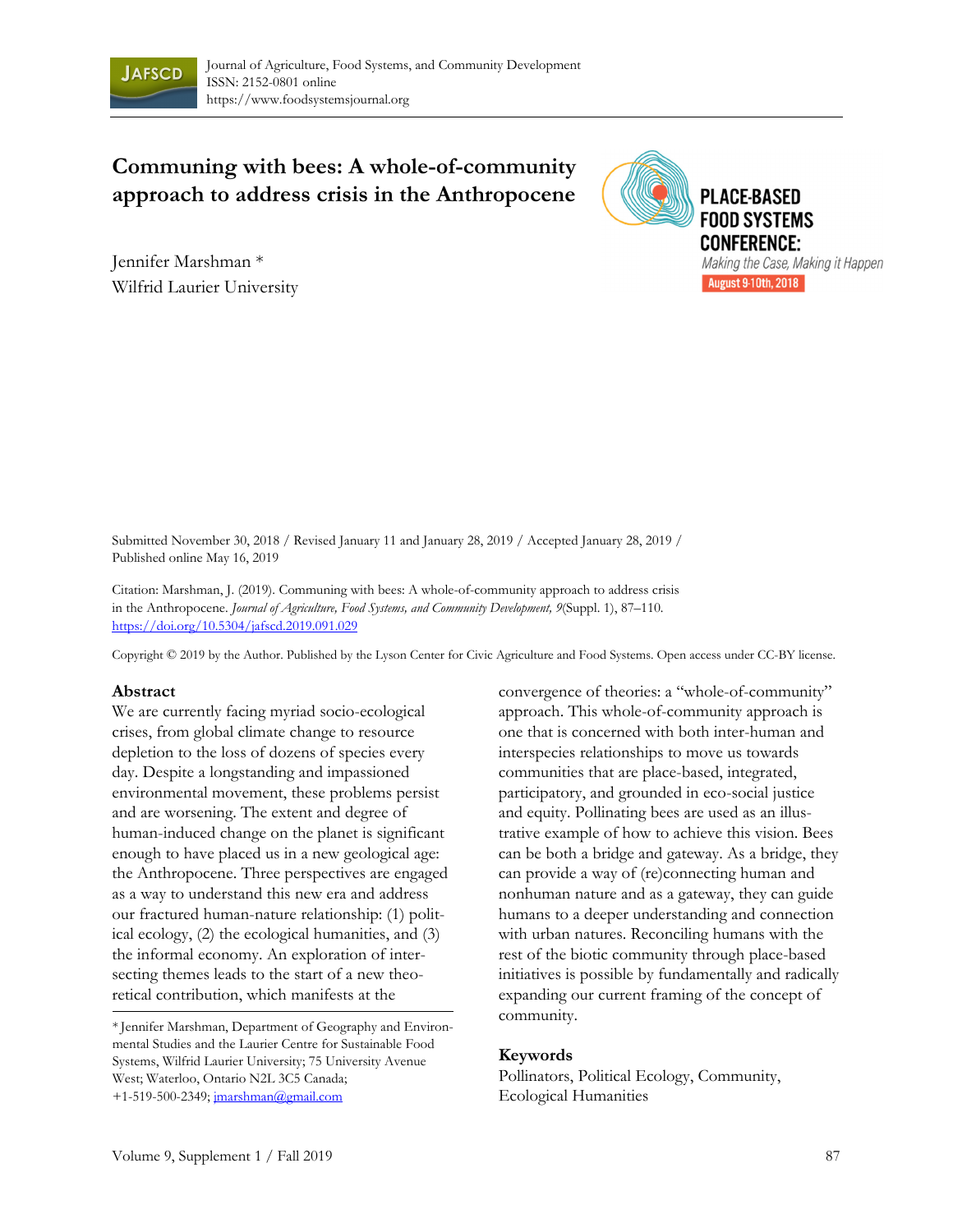Journal of Agriculture, Food Systems, and Community Development
ISSN: 2152-0801 online
https://www.foodsystemsjournal.org

# Communing with bees: A whole-of-community approach to address crisis in the Anthropocene

PLACE-BASED FOOD SYSTEMS CONFERENCE: *Making the Case, Making it Happen* August 9-10th, 2018

Jennifer Marshman *
Wilfrid Laurier University

Submitted November 30, 2018 / Revised January 11 and January 28, 2019 / Accepted January 28, 2019 / Published online May 16, 2019

Citation: Marshman, J. (2019). Communing with bees: A whole-of-community approach to address crisis in the Anthropocene. *Journal of Agriculture, Food Systems, and Community Development, 9*(Suppl. 1), 87–110. https://doi.org/10.5304/jafscd.2019.091.029

Copyright © 2019 by the Author. Published by the Lyson Center for Civic Agriculture and Food Systems. Open access under CC-BY license.

## Abstract

We are currently facing myriad socio-ecological crises, from global climate change to resource depletion to the loss of dozens of species every day. Despite a longstanding and impassioned environmental movement, these problems persist and are worsening. The extent and degree of human-induced change on the planet is significant enough to have placed us in a new geological age: the Anthropocene. Three perspectives are engaged as a way to understand this new era and address our fractured human-nature relationship: (1) political ecology, (2) the ecological humanities, and (3) the informal economy. An exploration of intersecting themes leads to the start of a new theoretical contribution, which manifests at the convergence of theories: a "whole-of-community" approach. This whole-of-community approach is one that is concerned with both inter-human and interspecies relationships to move us towards communities that are place-based, integrated, participatory, and grounded in eco-social justice and equity. Pollinating bees are used as an illustrative example of how to achieve this vision. Bees can be both a bridge and gateway. As a bridge, they can provide a way of (re)connecting human and nonhuman nature and as a gateway, they can guide humans to a deeper understanding and connection with urban natures. Reconciling humans with the rest of the biotic community through place-based initiatives is possible by fundamentally and radically expanding our current framing of the concept of community.

## Keywords

Pollinators, Political Ecology, Community, Ecological Humanities

* Jennifer Marshman, Department of Geography and Environmental Studies and the Laurier Centre for Sustainable Food Systems, Wilfrid Laurier University; 75 University Avenue West; Waterloo, Ontario N2L 3C5 Canada; +1-519-500-2349; jmarshman@gmail.com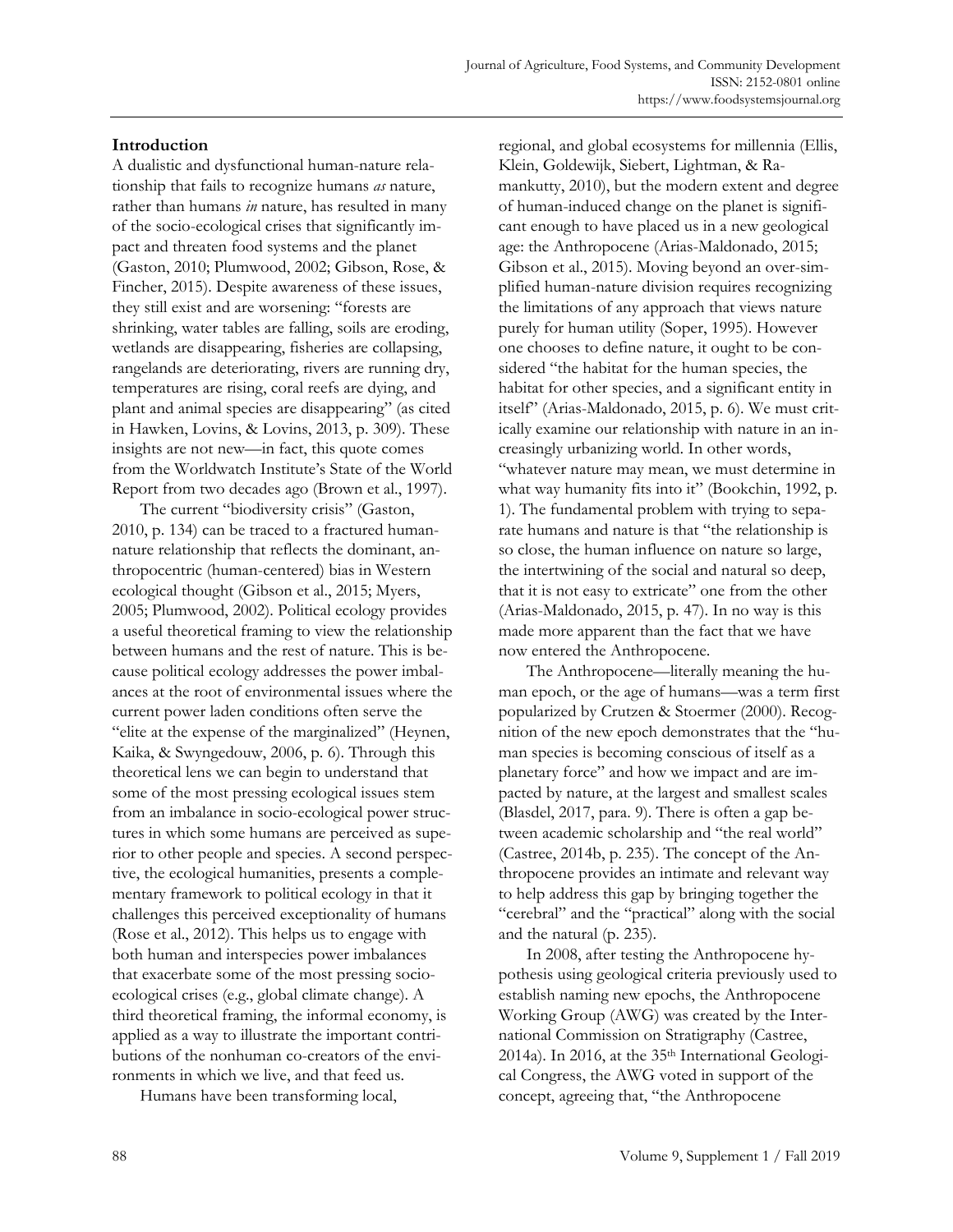## Introduction

A dualistic and dysfunctional human-nature relationship that fails to recognize humans *as* nature, rather than humans *in* nature, has resulted in many of the socio-ecological crises that significantly impact and threaten food systems and the planet (Gaston, 2010; Plumwood, 2002; Gibson, Rose, & Fincher, 2015). Despite awareness of these issues, they still exist and are worsening: "forests are shrinking, water tables are falling, soils are eroding, wetlands are disappearing, fisheries are collapsing, rangelands are deteriorating, rivers are running dry, temperatures are rising, coral reefs are dying, and plant and animal species are disappearing" (as cited in Hawken, Lovins, & Lovins, 2013, p. 309). These insights are not new—in fact, this quote comes from the Worldwatch Institute's State of the World Report from two decades ago (Brown et al., 1997).

The current "biodiversity crisis" (Gaston, 2010, p. 134) can be traced to a fractured human-nature relationship that reflects the dominant, anthropocentric (human-centered) bias in Western ecological thought (Gibson et al., 2015; Myers, 2005; Plumwood, 2002). Political ecology provides a useful theoretical framing to view the relationship between humans and the rest of nature. This is because political ecology addresses the power imbalances at the root of environmental issues where the current power laden conditions often serve the "elite at the expense of the marginalized" (Heynen, Kaika, & Swyngedouw, 2006, p. 6). Through this theoretical lens we can begin to understand that some of the most pressing ecological issues stem from an imbalance in socio-ecological power structures in which some humans are perceived as superior to other people and species. A second perspective, the ecological humanities, presents a complementary framework to political ecology in that it challenges this perceived exceptionality of humans (Rose et al., 2012). This helps us to engage with both human and interspecies power imbalances that exacerbate some of the most pressing socio-ecological crises (e.g., global climate change). A third theoretical framing, the informal economy, is applied as a way to illustrate the important contributions of the nonhuman co-creators of the environments in which we live, and that feed us.

Humans have been transforming local, regional, and global ecosystems for millennia (Ellis, Klein, Goldewijk, Siebert, Lightman, & Ramankutty, 2010), but the modern extent and degree of human-induced change on the planet is significant enough to have placed us in a new geological age: the Anthropocene (Arias-Maldonado, 2015; Gibson et al., 2015). Moving beyond an over-simplified human-nature division requires recognizing the limitations of any approach that views nature purely for human utility (Soper, 1995). However one chooses to define nature, it ought to be considered "the habitat for the human species, the habitat for other species, and a significant entity in itself" (Arias-Maldonado, 2015, p. 6). We must critically examine our relationship with nature in an increasingly urbanizing world. In other words, "whatever nature may mean, we must determine in what way humanity fits into it" (Bookchin, 1992, p. 1). The fundamental problem with trying to separate humans and nature is that "the relationship is so close, the human influence on nature so large, the intertwining of the social and natural so deep, that it is not easy to extricate" one from the other (Arias-Maldonado, 2015, p. 47). In no way is this made more apparent than the fact that we have now entered the Anthropocene.

The Anthropocene—literally meaning the human epoch, or the age of humans—was a term first popularized by Crutzen & Stoermer (2000). Recognition of the new epoch demonstrates that the "human species is becoming conscious of itself as a planetary force" and how we impact and are impacted by nature, at the largest and smallest scales (Blasdel, 2017, para. 9). There is often a gap between academic scholarship and "the real world" (Castree, 2014b, p. 235). The concept of the Anthropocene provides an intimate and relevant way to help address this gap by bringing together the "cerebral" and the "practical" along with the social and the natural (p. 235).

In 2008, after testing the Anthropocene hypothesis using geological criteria previously used to establish naming new epochs, the Anthropocene Working Group (AWG) was created by the International Commission on Stratigraphy (Castree, 2014a). In 2016, at the 35th International Geological Congress, the AWG voted in support of the concept, agreeing that, "the Anthropocene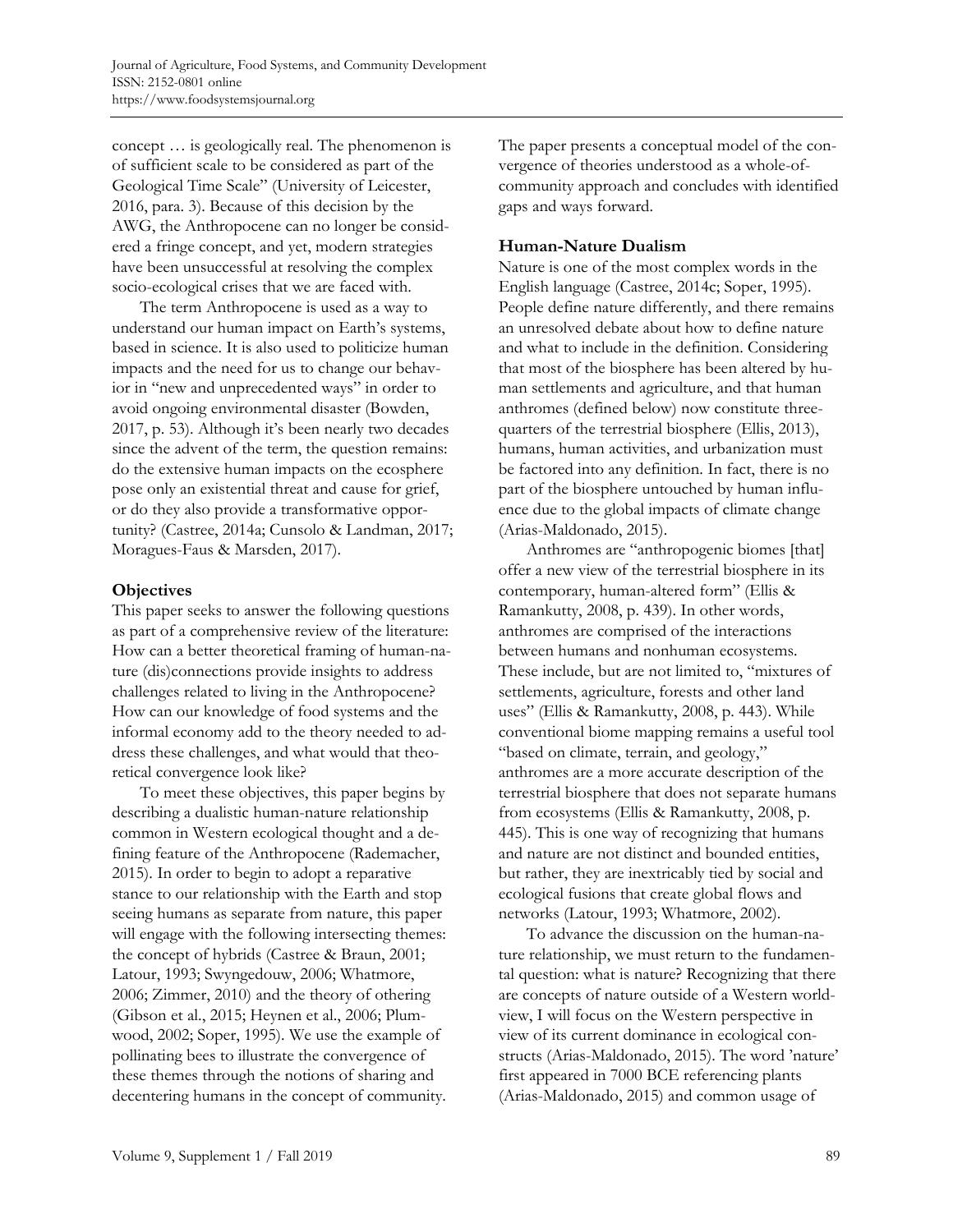concept … is geologically real. The phenomenon is of sufficient scale to be considered as part of the Geological Time Scale" (University of Leicester, 2016, para. 3). Because of this decision by the AWG, the Anthropocene can no longer be considered a fringe concept, and yet, modern strategies have been unsuccessful at resolving the complex socio-ecological crises that we are faced with.

The term Anthropocene is used as a way to understand our human impact on Earth's systems, based in science. It is also used to politicize human impacts and the need for us to change our behavior in "new and unprecedented ways" in order to avoid ongoing environmental disaster (Bowden, 2017, p. 53). Although it's been nearly two decades since the advent of the term, the question remains: do the extensive human impacts on the ecosphere pose only an existential threat and cause for grief, or do they also provide a transformative opportunity? (Castree, 2014a; Cunsolo & Landman, 2017; Moragues-Faus & Marsden, 2017).

### Objectives

This paper seeks to answer the following questions as part of a comprehensive review of the literature: How can a better theoretical framing of human-nature (dis)connections provide insights to address challenges related to living in the Anthropocene? How can our knowledge of food systems and the informal economy add to the theory needed to address these challenges, and what would that theoretical convergence look like?

To meet these objectives, this paper begins by describing a dualistic human-nature relationship common in Western ecological thought and a defining feature of the Anthropocene (Rademacher, 2015). In order to begin to adopt a reparative stance to our relationship with the Earth and stop seeing humans as separate from nature, this paper will engage with the following intersecting themes: the concept of hybrids (Castree & Braun, 2001; Latour, 1993; Swyngedouw, 2006; Whatmore, 2006; Zimmer, 2010) and the theory of othering (Gibson et al., 2015; Heynen et al., 2006; Plumwood, 2002; Soper, 1995). We use the example of pollinating bees to illustrate the convergence of these themes through the notions of sharing and decentering humans in the concept of community. The paper presents a conceptual model of the convergence of theories understood as a whole-of-community approach and concludes with identified gaps and ways forward.

### Human-Nature Dualism

Nature is one of the most complex words in the English language (Castree, 2014c; Soper, 1995). People define nature differently, and there remains an unresolved debate about how to define nature and what to include in the definition. Considering that most of the biosphere has been altered by human settlements and agriculture, and that human anthromes (defined below) now constitute three-quarters of the terrestrial biosphere (Ellis, 2013), humans, human activities, and urbanization must be factored into any definition. In fact, there is no part of the biosphere untouched by human influence due to the global impacts of climate change (Arias-Maldonado, 2015).

Anthromes are "anthropogenic biomes [that] offer a new view of the terrestrial biosphere in its contemporary, human-altered form" (Ellis & Ramankutty, 2008, p. 439). In other words, anthromes are comprised of the interactions between humans and nonhuman ecosystems. These include, but are not limited to, "mixtures of settlements, agriculture, forests and other land uses" (Ellis & Ramankutty, 2008, p. 443). While conventional biome mapping remains a useful tool "based on climate, terrain, and geology," anthromes are a more accurate description of the terrestrial biosphere that does not separate humans from ecosystems (Ellis & Ramankutty, 2008, p. 445). This is one way of recognizing that humans and nature are not distinct and bounded entities, but rather, they are inextricably tied by social and ecological fusions that create global flows and networks (Latour, 1993; Whatmore, 2002).

To advance the discussion on the human-nature relationship, we must return to the fundamental question: what is nature? Recognizing that there are concepts of nature outside of a Western worldview, I will focus on the Western perspective in view of its current dominance in ecological constructs (Arias-Maldonado, 2015). The word 'nature' first appeared in 7000 BCE referencing plants (Arias-Maldonado, 2015) and common usage of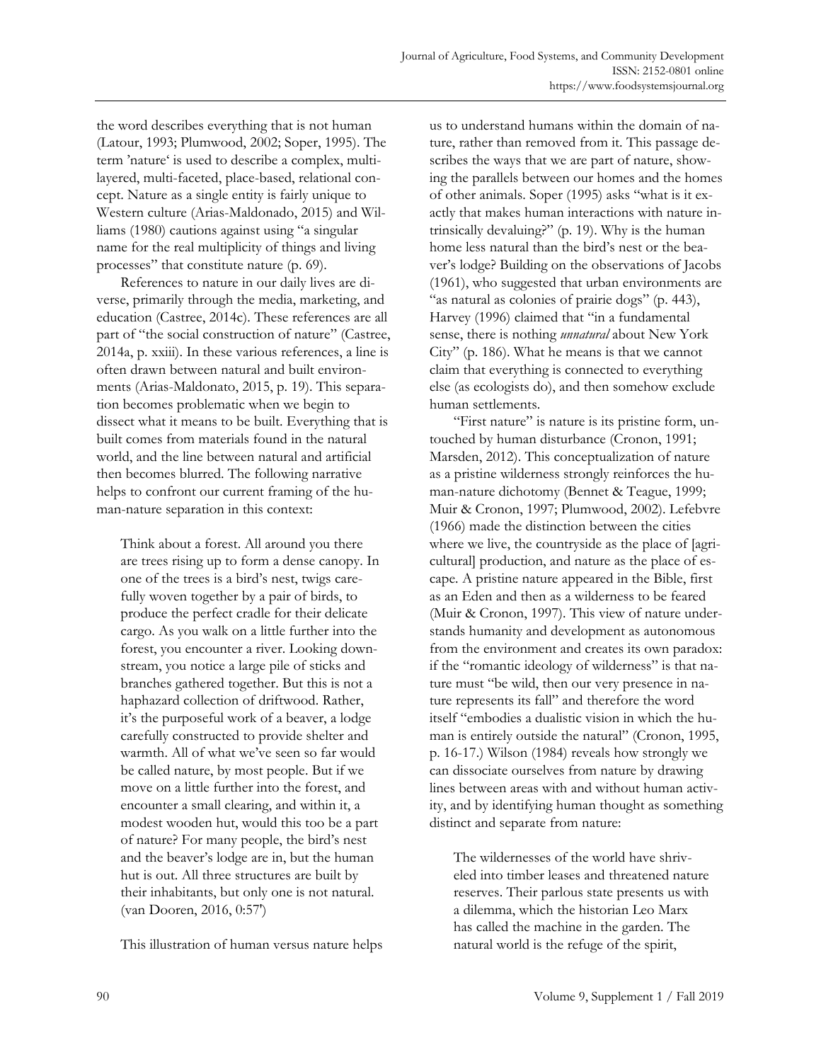the word describes everything that is not human (Latour, 1993; Plumwood, 2002; Soper, 1995). The term 'nature' is used to describe a complex, multi-layered, multi-faceted, place-based, relational concept. Nature as a single entity is fairly unique to Western culture (Arias-Maldonado, 2015) and Williams (1980) cautions against using "a singular name for the real multiplicity of things and living processes" that constitute nature (p. 69).

References to nature in our daily lives are diverse, primarily through the media, marketing, and education (Castree, 2014c). These references are all part of "the social construction of nature" (Castree, 2014a, p. xxiii). In these various references, a line is often drawn between natural and built environments (Arias-Maldonato, 2015, p. 19). This separation becomes problematic when we begin to dissect what it means to be built. Everything that is built comes from materials found in the natural world, and the line between natural and artificial then becomes blurred. The following narrative helps to confront our current framing of the human-nature separation in this context:

> Think about a forest. All around you there are trees rising up to form a dense canopy. In one of the trees is a bird's nest, twigs carefully woven together by a pair of birds, to produce the perfect cradle for their delicate cargo. As you walk on a little further into the forest, you encounter a river. Looking downstream, you notice a large pile of sticks and branches gathered together. But this is not a haphazard collection of driftwood. Rather, it's the purposeful work of a beaver, a lodge carefully constructed to provide shelter and warmth. All of what we've seen so far would be called nature, by most people. But if we move on a little further into the forest, and encounter a small clearing, and within it, a modest wooden hut, would this too be a part of nature? For many people, the bird's nest and the beaver's lodge are in, but the human hut is out. All three structures are built by their inhabitants, but only one is not natural. (van Dooren, 2016, 0:57')

This illustration of human versus nature helps us to understand humans within the domain of nature, rather than removed from it. This passage describes the ways that we are part of nature, showing the parallels between our homes and the homes of other animals. Soper (1995) asks "what is it exactly that makes human interactions with nature intrinsically devaluing?" (p. 19). Why is the human home less natural than the bird's nest or the beaver's lodge? Building on the observations of Jacobs (1961), who suggested that urban environments are "as natural as colonies of prairie dogs" (p. 443), Harvey (1996) claimed that "in a fundamental sense, there is nothing *unnatural* about New York City" (p. 186). What he means is that we cannot claim that everything is connected to everything else (as ecologists do), and then somehow exclude human settlements.

"First nature" is nature is its pristine form, untouched by human disturbance (Cronon, 1991; Marsden, 2012). This conceptualization of nature as a pristine wilderness strongly reinforces the human-nature dichotomy (Bennet & Teague, 1999; Muir & Cronon, 1997; Plumwood, 2002). Lefebvre (1966) made the distinction between the cities where we live, the countryside as the place of [agricultural] production, and nature as the place of escape. A pristine nature appeared in the Bible, first as an Eden and then as a wilderness to be feared (Muir & Cronon, 1997). This view of nature understands humanity and development as autonomous from the environment and creates its own paradox: if the "romantic ideology of wilderness" is that nature must "be wild, then our very presence in nature represents its fall" and therefore the word itself "embodies a dualistic vision in which the human is entirely outside the natural" (Cronon, 1995, p. 16-17.) Wilson (1984) reveals how strongly we can dissociate ourselves from nature by drawing lines between areas with and without human activity, and by identifying human thought as something distinct and separate from nature:

> The wildernesses of the world have shriveled into timber leases and threatened nature reserves. Their parlous state presents us with a dilemma, which the historian Leo Marx has called the machine in the garden. The natural world is the refuge of the spirit,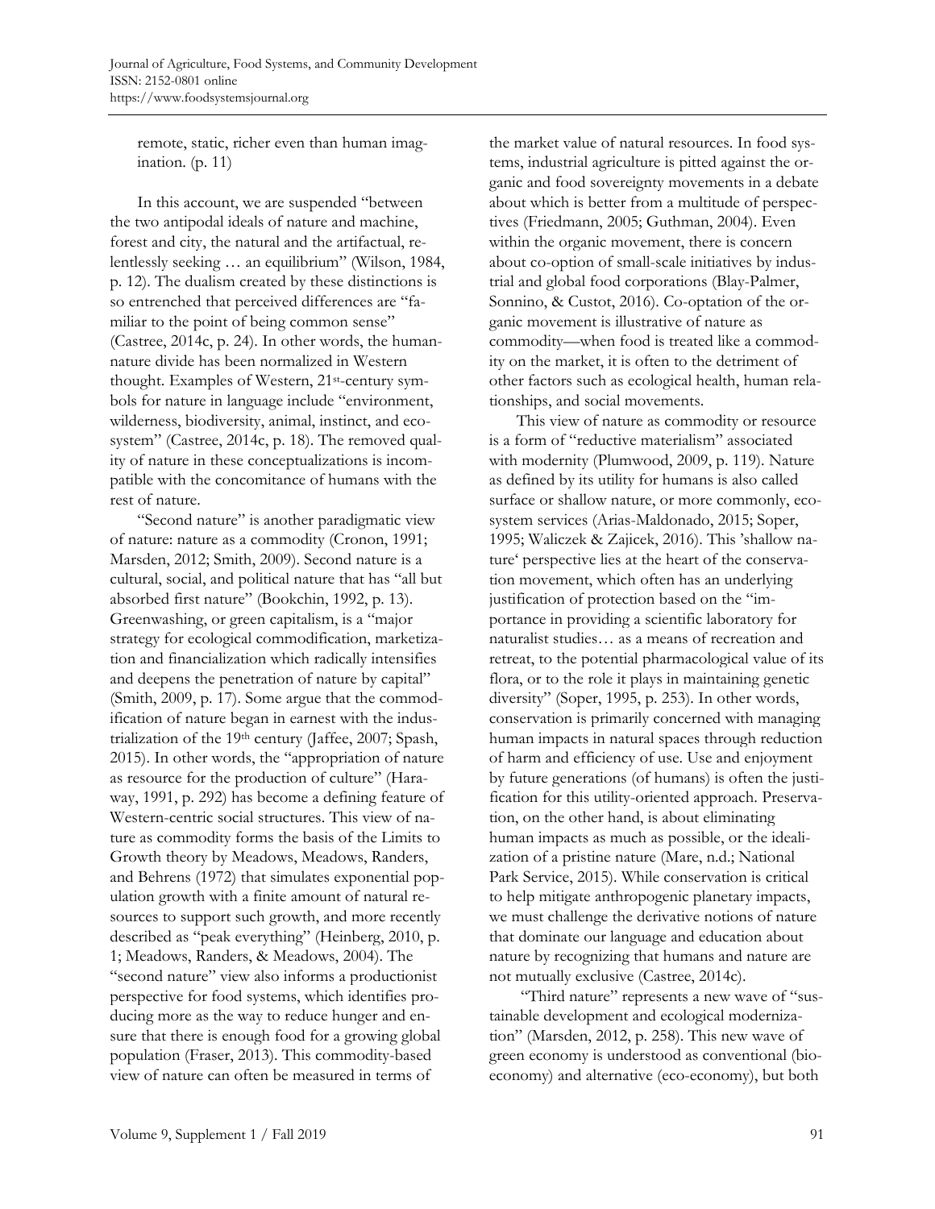remote, static, richer even than human imagination. (p. 11)

In this account, we are suspended "between the two antipodal ideals of nature and machine, forest and city, the natural and the artifactual, relentlessly seeking … an equilibrium" (Wilson, 1984, p. 12). The dualism created by these distinctions is so entrenched that perceived differences are "familiar to the point of being common sense" (Castree, 2014c, p. 24). In other words, the human-nature divide has been normalized in Western thought. Examples of Western, 21st-century symbols for nature in language include "environment, wilderness, biodiversity, animal, instinct, and ecosystem" (Castree, 2014c, p. 18). The removed quality of nature in these conceptualizations is incompatible with the concomitance of humans with the rest of nature.

"Second nature" is another paradigmatic view of nature: nature as a commodity (Cronon, 1991; Marsden, 2012; Smith, 2009). Second nature is a cultural, social, and political nature that has "all but absorbed first nature" (Bookchin, 1992, p. 13). Greenwashing, or green capitalism, is a "major strategy for ecological commodification, marketization and financialization which radically intensifies and deepens the penetration of nature by capital" (Smith, 2009, p. 17). Some argue that the commodification of nature began in earnest with the industrialization of the 19th century (Jaffee, 2007; Spash, 2015). In other words, the "appropriation of nature as resource for the production of culture" (Haraway, 1991, p. 292) has become a defining feature of Western-centric social structures. This view of nature as commodity forms the basis of the Limits to Growth theory by Meadows, Meadows, Randers, and Behrens (1972) that simulates exponential population growth with a finite amount of natural resources to support such growth, and more recently described as "peak everything" (Heinberg, 2010, p. 1; Meadows, Randers, & Meadows, 2004). The "second nature" view also informs a productionist perspective for food systems, which identifies producing more as the way to reduce hunger and ensure that there is enough food for a growing global population (Fraser, 2013). This commodity-based view of nature can often be measured in terms of the market value of natural resources. In food systems, industrial agriculture is pitted against the organic and food sovereignty movements in a debate about which is better from a multitude of perspectives (Friedmann, 2005; Guthman, 2004). Even within the organic movement, there is concern about co-option of small-scale initiatives by industrial and global food corporations (Blay-Palmer, Sonnino, & Custot, 2016). Co-optation of the organic movement is illustrative of nature as commodity—when food is treated like a commodity on the market, it is often to the detriment of other factors such as ecological health, human relationships, and social movements.

This view of nature as commodity or resource is a form of "reductive materialism" associated with modernity (Plumwood, 2009, p. 119). Nature as defined by its utility for humans is also called surface or shallow nature, or more commonly, ecosystem services (Arias-Maldonado, 2015; Soper, 1995; Waliczek & Zajicek, 2016). This 'shallow nature' perspective lies at the heart of the conservation movement, which often has an underlying justification of protection based on the "importance in providing a scientific laboratory for naturalist studies… as a means of recreation and retreat, to the potential pharmacological value of its flora, or to the role it plays in maintaining genetic diversity" (Soper, 1995, p. 253). In other words, conservation is primarily concerned with managing human impacts in natural spaces through reduction of harm and efficiency of use. Use and enjoyment by future generations (of humans) is often the justification for this utility-oriented approach. Preservation, on the other hand, is about eliminating human impacts as much as possible, or the idealization of a pristine nature (Mare, n.d.; National Park Service, 2015). While conservation is critical to help mitigate anthropogenic planetary impacts, we must challenge the derivative notions of nature that dominate our language and education about nature by recognizing that humans and nature are not mutually exclusive (Castree, 2014c).

"Third nature" represents a new wave of "sustainable development and ecological modernization" (Marsden, 2012, p. 258). This new wave of green economy is understood as conventional (bio-economy) and alternative (eco-economy), but both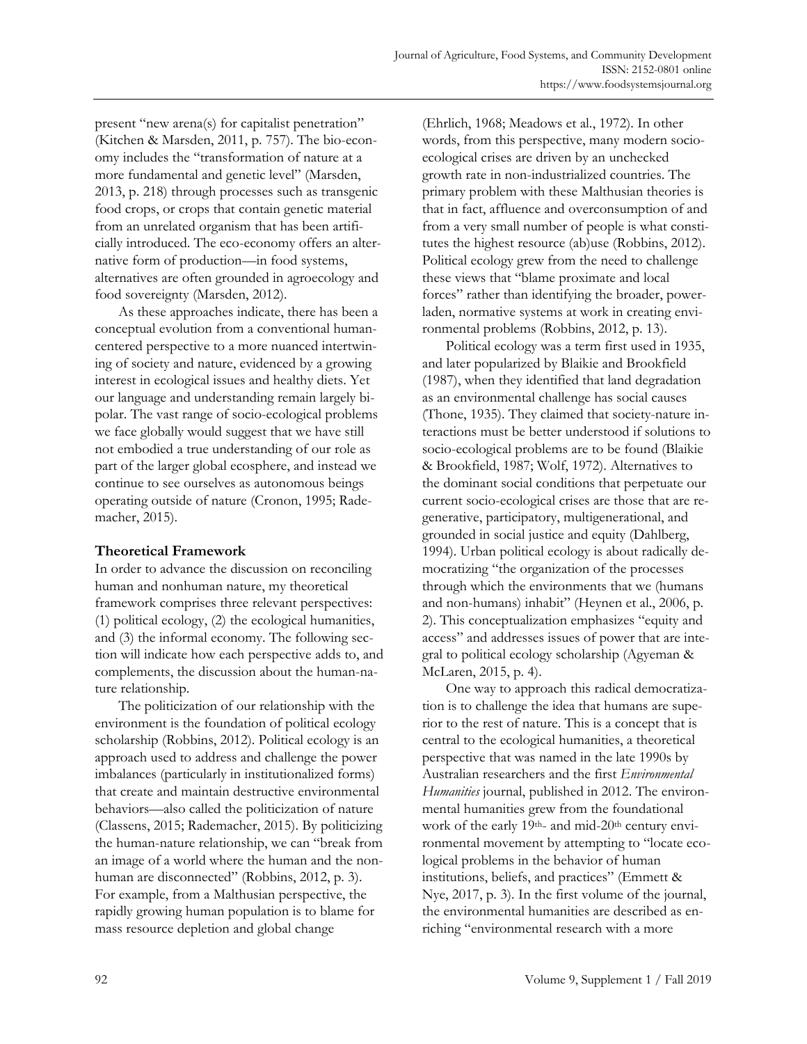present "new arena(s) for capitalist penetration" (Kitchen & Marsden, 2011, p. 757). The bio-economy includes the "transformation of nature at a more fundamental and genetic level" (Marsden, 2013, p. 218) through processes such as transgenic food crops, or crops that contain genetic material from an unrelated organism that has been artificially introduced. The eco-economy offers an alternative form of production—in food systems, alternatives are often grounded in agroecology and food sovereignty (Marsden, 2012).

As these approaches indicate, there has been a conceptual evolution from a conventional human-centered perspective to a more nuanced intertwining of society and nature, evidenced by a growing interest in ecological issues and healthy diets. Yet our language and understanding remain largely bipolar. The vast range of socio-ecological problems we face globally would suggest that we have still not embodied a true understanding of our role as part of the larger global ecosphere, and instead we continue to see ourselves as autonomous beings operating outside of nature (Cronon, 1995; Rademacher, 2015).

## Theoretical Framework

In order to advance the discussion on reconciling human and nonhuman nature, my theoretical framework comprises three relevant perspectives: (1) political ecology, (2) the ecological humanities, and (3) the informal economy. The following section will indicate how each perspective adds to, and complements, the discussion about the human-nature relationship.

The politicization of our relationship with the environment is the foundation of political ecology scholarship (Robbins, 2012). Political ecology is an approach used to address and challenge the power imbalances (particularly in institutionalized forms) that create and maintain destructive environmental behaviors—also called the politicization of nature (Classens, 2015; Rademacher, 2015). By politicizing the human-nature relationship, we can "break from an image of a world where the human and the nonhuman are disconnected" (Robbins, 2012, p. 3). For example, from a Malthusian perspective, the rapidly growing human population is to blame for mass resource depletion and global change (Ehrlich, 1968; Meadows et al., 1972). In other words, from this perspective, many modern socio-ecological crises are driven by an unchecked growth rate in non-industrialized countries. The primary problem with these Malthusian theories is that in fact, affluence and overconsumption of and from a very small number of people is what constitutes the highest resource (ab)use (Robbins, 2012). Political ecology grew from the need to challenge these views that "blame proximate and local forces" rather than identifying the broader, power-laden, normative systems at work in creating environmental problems (Robbins, 2012, p. 13).

Political ecology was a term first used in 1935, and later popularized by Blaikie and Brookfield (1987), when they identified that land degradation as an environmental challenge has social causes (Thone, 1935). They claimed that society-nature interactions must be better understood if solutions to socio-ecological problems are to be found (Blaikie & Brookfield, 1987; Wolf, 1972). Alternatives to the dominant social conditions that perpetuate our current socio-ecological crises are those that are regenerative, participatory, multigenerational, and grounded in social justice and equity (Dahlberg, 1994). Urban political ecology is about radically democratizing "the organization of the processes through which the environments that we (humans and non-humans) inhabit" (Heynen et al., 2006, p. 2). This conceptualization emphasizes "equity and access" and addresses issues of power that are integral to political ecology scholarship (Agyeman & McLaren, 2015, p. 4).

One way to approach this radical democratization is to challenge the idea that humans are superior to the rest of nature. This is a concept that is central to the ecological humanities, a theoretical perspective that was named in the late 1990s by Australian researchers and the first *Environmental Humanities* journal, published in 2012. The environmental humanities grew from the foundational work of the early 19th- and mid-20th century environmental movement by attempting to "locate ecological problems in the behavior of human institutions, beliefs, and practices" (Emmett & Nye, 2017, p. 3). In the first volume of the journal, the environmental humanities are described as enriching "environmental research with a more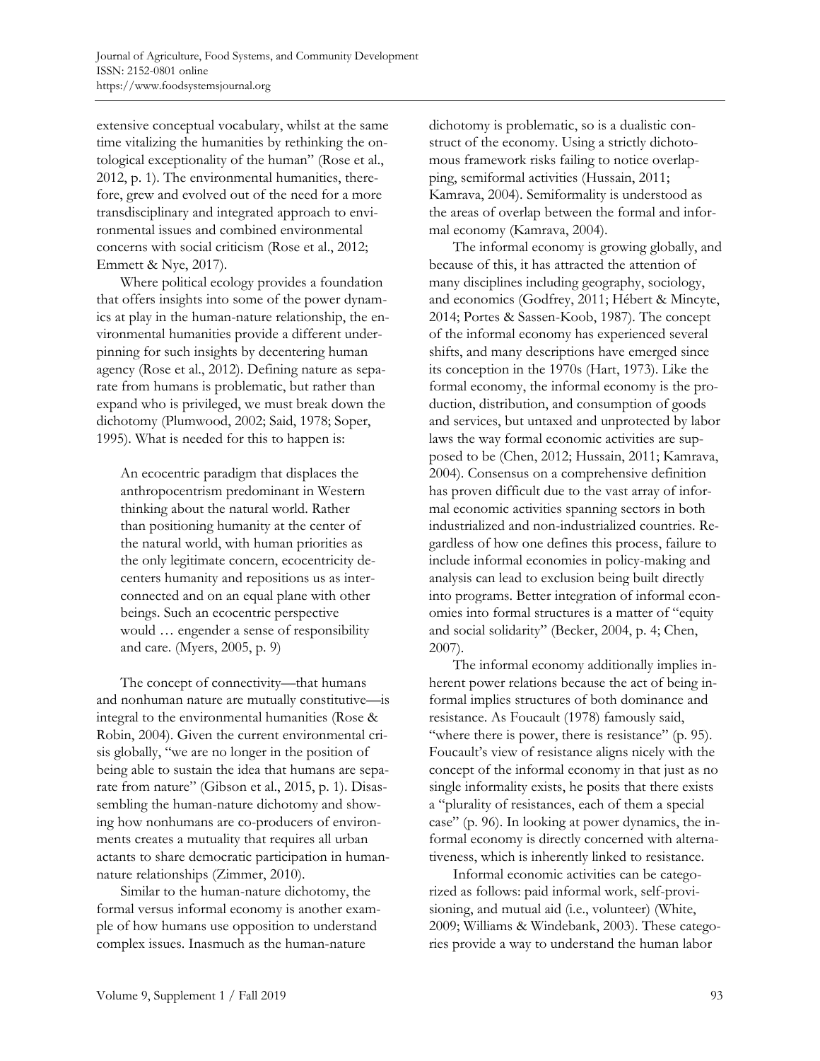extensive conceptual vocabulary, whilst at the same time vitalizing the humanities by rethinking the ontological exceptionality of the human" (Rose et al., 2012, p. 1). The environmental humanities, therefore, grew and evolved out of the need for a more transdisciplinary and integrated approach to environmental issues and combined environmental concerns with social criticism (Rose et al., 2012; Emmett & Nye, 2017).

Where political ecology provides a foundation that offers insights into some of the power dynamics at play in the human-nature relationship, the environmental humanities provide a different underpinning for such insights by decentering human agency (Rose et al., 2012). Defining nature as separate from humans is problematic, but rather than expand who is privileged, we must break down the dichotomy (Plumwood, 2002; Said, 1978; Soper, 1995). What is needed for this to happen is:

> An ecocentric paradigm that displaces the anthropocentrism predominant in Western thinking about the natural world. Rather than positioning humanity at the center of the natural world, with human priorities as the only legitimate concern, ecocentricity decenters humanity and repositions us as interconnected and on an equal plane with other beings. Such an ecocentric perspective would … engender a sense of responsibility and care. (Myers, 2005, p. 9)

The concept of connectivity—that humans and nonhuman nature are mutually constitutive—is integral to the environmental humanities (Rose & Robin, 2004). Given the current environmental crisis globally, "we are no longer in the position of being able to sustain the idea that humans are separate from nature" (Gibson et al., 2015, p. 1). Disassembling the human-nature dichotomy and showing how nonhumans are co-producers of environments creates a mutuality that requires all urban actants to share democratic participation in human-nature relationships (Zimmer, 2010).

Similar to the human-nature dichotomy, the formal versus informal economy is another example of how humans use opposition to understand complex issues. Inasmuch as the human-nature dichotomy is problematic, so is a dualistic construct of the economy. Using a strictly dichotomous framework risks failing to notice overlapping, semiformal activities (Hussain, 2011; Kamrava, 2004). Semiformality is understood as the areas of overlap between the formal and informal economy (Kamrava, 2004).

The informal economy is growing globally, and because of this, it has attracted the attention of many disciplines including geography, sociology, and economics (Godfrey, 2011; Hébert & Mincyte, 2014; Portes & Sassen-Koob, 1987). The concept of the informal economy has experienced several shifts, and many descriptions have emerged since its conception in the 1970s (Hart, 1973). Like the formal economy, the informal economy is the production, distribution, and consumption of goods and services, but untaxed and unprotected by labor laws the way formal economic activities are supposed to be (Chen, 2012; Hussain, 2011; Kamrava, 2004). Consensus on a comprehensive definition has proven difficult due to the vast array of informal economic activities spanning sectors in both industrialized and non-industrialized countries. Regardless of how one defines this process, failure to include informal economies in policy-making and analysis can lead to exclusion being built directly into programs. Better integration of informal economies into formal structures is a matter of "equity and social solidarity" (Becker, 2004, p. 4; Chen, 2007).

The informal economy additionally implies inherent power relations because the act of being informal implies structures of both dominance and resistance. As Foucault (1978) famously said, "where there is power, there is resistance" (p. 95). Foucault's view of resistance aligns nicely with the concept of the informal economy in that just as no single informality exists, he posits that there exists a "plurality of resistances, each of them a special case" (p. 96). In looking at power dynamics, the informal economy is directly concerned with alternativeness, which is inherently linked to resistance.

Informal economic activities can be categorized as follows: paid informal work, self-provisioning, and mutual aid (i.e., volunteer) (White, 2009; Williams & Windebank, 2003). These categories provide a way to understand the human labor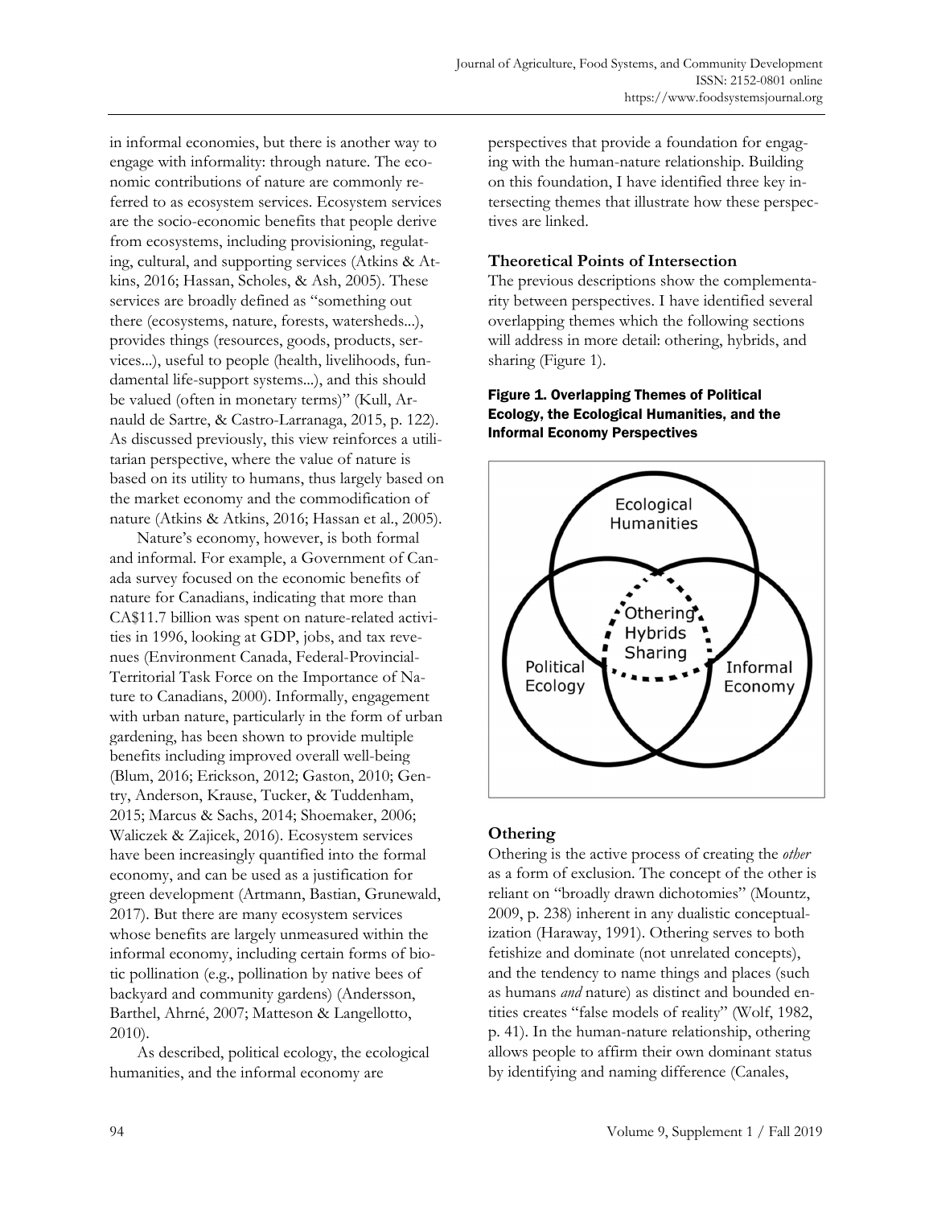in informal economies, but there is another way to engage with informality: through nature. The economic contributions of nature are commonly referred to as ecosystem services. Ecosystem services are the socio-economic benefits that people derive from ecosystems, including provisioning, regulating, cultural, and supporting services (Atkins & Atkins, 2016; Hassan, Scholes, & Ash, 2005). These services are broadly defined as "something out there (ecosystems, nature, forests, watersheds...), provides things (resources, goods, products, services...), useful to people (health, livelihoods, fundamental life-support systems...), and this should be valued (often in monetary terms)" (Kull, Arnauld de Sartre, & Castro-Larranaga, 2015, p. 122). As discussed previously, this view reinforces a utilitarian perspective, where the value of nature is based on its utility to humans, thus largely based on the market economy and the commodification of nature (Atkins & Atkins, 2016; Hassan et al., 2005).

Nature's economy, however, is both formal and informal. For example, a Government of Canada survey focused on the economic benefits of nature for Canadians, indicating that more than CA$11.7 billion was spent on nature-related activities in 1996, looking at GDP, jobs, and tax revenues (Environment Canada, Federal-Provincial-Territorial Task Force on the Importance of Nature to Canadians, 2000). Informally, engagement with urban nature, particularly in the form of urban gardening, has been shown to provide multiple benefits including improved overall well-being (Blum, 2016; Erickson, 2012; Gaston, 2010; Gentry, Anderson, Krause, Tucker, & Tuddenham, 2015; Marcus & Sachs, 2014; Shoemaker, 2006; Waliczek & Zajicek, 2016). Ecosystem services have been increasingly quantified into the formal economy, and can be used as a justification for green development (Artmann, Bastian, Grunewald, 2017). But there are many ecosystem services whose benefits are largely unmeasured within the informal economy, including certain forms of biotic pollination (e.g., pollination by native bees of backyard and community gardens) (Andersson, Barthel, Ahrné, 2007; Matteson & Langellotto, 2010).

As described, political ecology, the ecological humanities, and the informal economy are perspectives that provide a foundation for engaging with the human-nature relationship. Building on this foundation, I have identified three key intersecting themes that illustrate how these perspectives are linked.

## Theoretical Points of Intersection

The previous descriptions show the complementarity between perspectives. I have identified several overlapping themes which the following sections will address in more detail: othering, hybrids, and sharing (Figure 1).

**Figure 1. Overlapping Themes of Political Ecology, the Ecological Humanities, and the Informal Economy Perspectives**

Ecological Humanities

Othering
Hybrids
Sharing

Political Ecology

Informal Economy

### Othering

Othering is the active process of creating the *other* as a form of exclusion. The concept of the other is reliant on "broadly drawn dichotomies" (Mountz, 2009, p. 238) inherent in any dualistic conceptualization (Haraway, 1991). Othering serves to both fetishize and dominate (not unrelated concepts), and the tendency to name things and places (such as humans *and* nature) as distinct and bounded entities creates "false models of reality" (Wolf, 1982, p. 41). In the human-nature relationship, othering allows people to affirm their own dominant status by identifying and naming difference (Canales,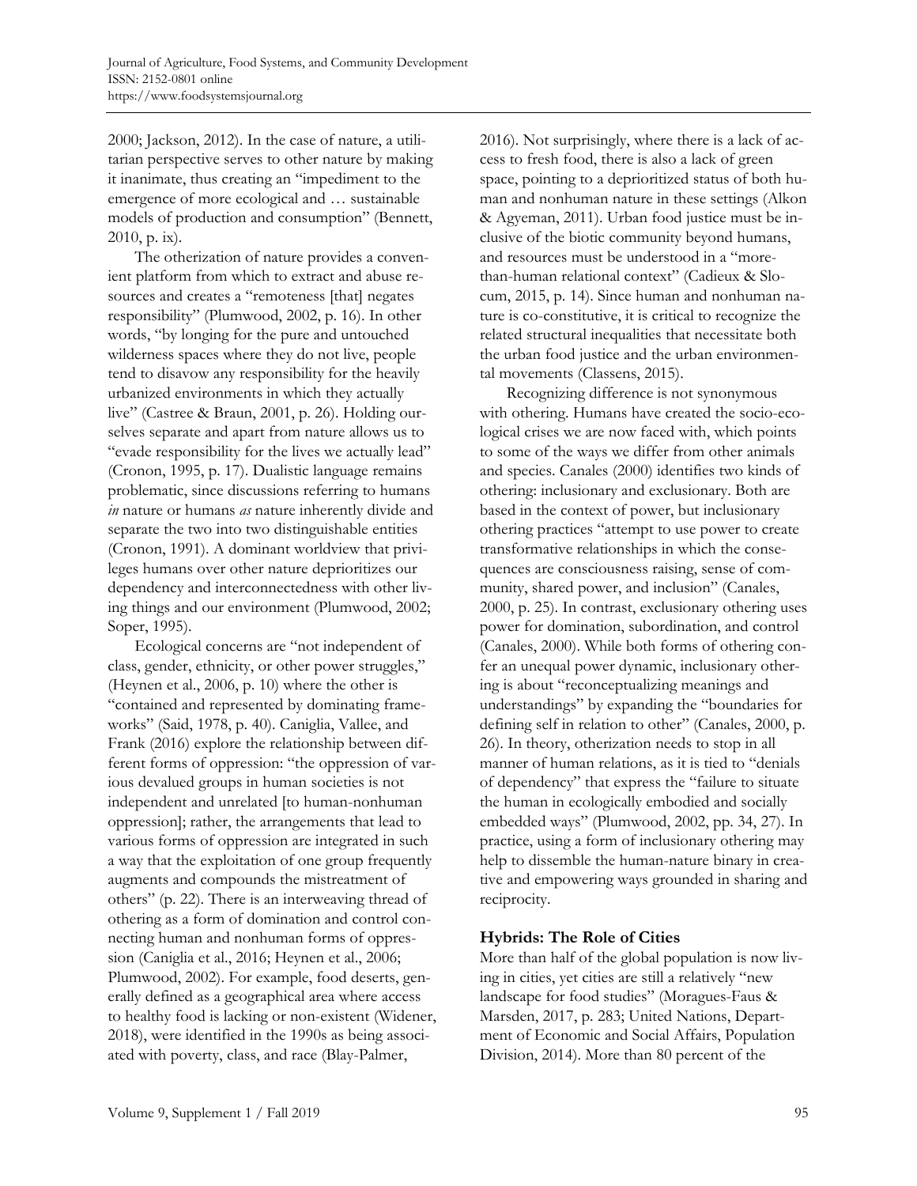2000; Jackson, 2012). In the case of nature, a utilitarian perspective serves to other nature by making it inanimate, thus creating an "impediment to the emergence of more ecological and … sustainable models of production and consumption" (Bennett, 2010, p. ix).

The otherization of nature provides a convenient platform from which to extract and abuse resources and creates a "remoteness [that] negates responsibility" (Plumwood, 2002, p. 16). In other words, "by longing for the pure and untouched wilderness spaces where they do not live, people tend to disavow any responsibility for the heavily urbanized environments in which they actually live" (Castree & Braun, 2001, p. 26). Holding ourselves separate and apart from nature allows us to "evade responsibility for the lives we actually lead" (Cronon, 1995, p. 17). Dualistic language remains problematic, since discussions referring to humans *in* nature or humans *as* nature inherently divide and separate the two into two distinguishable entities (Cronon, 1991). A dominant worldview that privileges humans over other nature deprioritizes our dependency and interconnectedness with other living things and our environment (Plumwood, 2002; Soper, 1995).

Ecological concerns are "not independent of class, gender, ethnicity, or other power struggles," (Heynen et al., 2006, p. 10) where the other is "contained and represented by dominating frameworks" (Said, 1978, p. 40). Caniglia, Vallee, and Frank (2016) explore the relationship between different forms of oppression: "the oppression of various devalued groups in human societies is not independent and unrelated [to human-nonhuman oppression]; rather, the arrangements that lead to various forms of oppression are integrated in such a way that the exploitation of one group frequently augments and compounds the mistreatment of others" (p. 22). There is an interweaving thread of othering as a form of domination and control connecting human and nonhuman forms of oppression (Caniglia et al., 2016; Heynen et al., 2006; Plumwood, 2002). For example, food deserts, generally defined as a geographical area where access to healthy food is lacking or non-existent (Widener, 2018), were identified in the 1990s as being associated with poverty, class, and race (Blay-Palmer, 2016). Not surprisingly, where there is a lack of access to fresh food, there is also a lack of green space, pointing to a deprioritized status of both human and nonhuman nature in these settings (Alkon & Agyeman, 2011). Urban food justice must be inclusive of the biotic community beyond humans, and resources must be understood in a "more-than-human relational context" (Cadieux & Slocum, 2015, p. 14). Since human and nonhuman nature is co-constitutive, it is critical to recognize the related structural inequalities that necessitate both the urban food justice and the urban environmental movements (Classens, 2015).

Recognizing difference is not synonymous with othering. Humans have created the socio-ecological crises we are now faced with, which points to some of the ways we differ from other animals and species. Canales (2000) identifies two kinds of othering: inclusionary and exclusionary. Both are based in the context of power, but inclusionary othering practices "attempt to use power to create transformative relationships in which the consequences are consciousness raising, sense of community, shared power, and inclusion" (Canales, 2000, p. 25). In contrast, exclusionary othering uses power for domination, subordination, and control (Canales, 2000). While both forms of othering confer an unequal power dynamic, inclusionary othering is about "reconceptualizing meanings and understandings" by expanding the "boundaries for defining self in relation to other" (Canales, 2000, p. 26). In theory, otherization needs to stop in all manner of human relations, as it is tied to "denials of dependency" that express the "failure to situate the human in ecologically embodied and socially embedded ways" (Plumwood, 2002, pp. 34, 27). In practice, using a form of inclusionary othering may help to dissemble the human-nature binary in creative and empowering ways grounded in sharing and reciprocity.

## Hybrids: The Role of Cities

More than half of the global population is now living in cities, yet cities are still a relatively "new landscape for food studies" (Moragues-Faus & Marsden, 2017, p. 283; United Nations, Department of Economic and Social Affairs, Population Division, 2014). More than 80 percent of the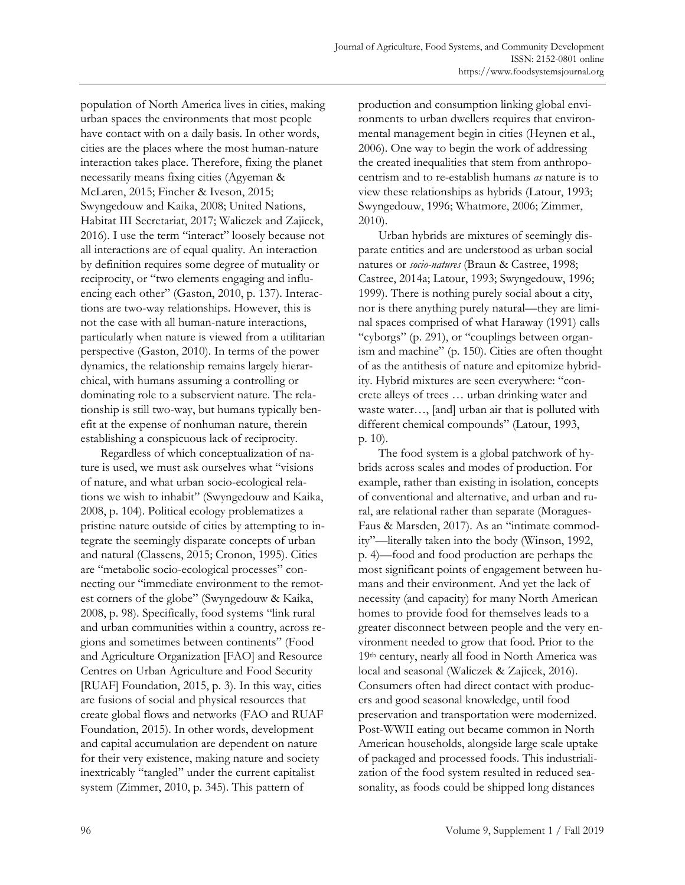population of North America lives in cities, making urban spaces the environments that most people have contact with on a daily basis. In other words, cities are the places where the most human-nature interaction takes place. Therefore, fixing the planet necessarily means fixing cities (Agyeman & McLaren, 2015; Fincher & Iveson, 2015; Swyngedouw and Kaika, 2008; United Nations, Habitat III Secretariat, 2017; Waliczek and Zajicek, 2016). I use the term "interact" loosely because not all interactions are of equal quality. An interaction by definition requires some degree of mutuality or reciprocity, or "two elements engaging and influencing each other" (Gaston, 2010, p. 137). Interactions are two-way relationships. However, this is not the case with all human-nature interactions, particularly when nature is viewed from a utilitarian perspective (Gaston, 2010). In terms of the power dynamics, the relationship remains largely hierarchical, with humans assuming a controlling or dominating role to a subservient nature. The relationship is still two-way, but humans typically benefit at the expense of nonhuman nature, therein establishing a conspicuous lack of reciprocity.

Regardless of which conceptualization of nature is used, we must ask ourselves what "visions of nature, and what urban socio-ecological relations we wish to inhabit" (Swyngedouw and Kaika, 2008, p. 104). Political ecology problematizes a pristine nature outside of cities by attempting to integrate the seemingly disparate concepts of urban and natural (Classens, 2015; Cronon, 1995). Cities are "metabolic socio-ecological processes" connecting our "immediate environment to the remotest corners of the globe" (Swyngedouw & Kaika, 2008, p. 98). Specifically, food systems "link rural and urban communities within a country, across regions and sometimes between continents" (Food and Agriculture Organization [FAO] and Resource Centres on Urban Agriculture and Food Security [RUAF] Foundation, 2015, p. 3). In this way, cities are fusions of social and physical resources that create global flows and networks (FAO and RUAF Foundation, 2015). In other words, development and capital accumulation are dependent on nature for their very existence, making nature and society inextricably "tangled" under the current capitalist system (Zimmer, 2010, p. 345). This pattern of production and consumption linking global environments to urban dwellers requires that environmental management begin in cities (Heynen et al., 2006). One way to begin the work of addressing the created inequalities that stem from anthropocentrism and to re-establish humans *as* nature is to view these relationships as hybrids (Latour, 1993; Swyngedouw, 1996; Whatmore, 2006; Zimmer, 2010).

Urban hybrids are mixtures of seemingly disparate entities and are understood as urban social natures or *socio-natures* (Braun & Castree, 1998; Castree, 2014a; Latour, 1993; Swyngedouw, 1996; 1999). There is nothing purely social about a city, nor is there anything purely natural—they are liminal spaces comprised of what Haraway (1991) calls "cyborgs" (p. 291), or "couplings between organism and machine" (p. 150). Cities are often thought of as the antithesis of nature and epitomize hybridity. Hybrid mixtures are seen everywhere: "concrete alleys of trees … urban drinking water and waste water…, [and] urban air that is polluted with different chemical compounds" (Latour, 1993, p. 10).

The food system is a global patchwork of hybrids across scales and modes of production. For example, rather than existing in isolation, concepts of conventional and alternative, and urban and rural, are relational rather than separate (Moragues-Faus & Marsden, 2017). As an "intimate commodity"—literally taken into the body (Winson, 1992, p. 4)—food and food production are perhaps the most significant points of engagement between humans and their environment. And yet the lack of necessity (and capacity) for many North American homes to provide food for themselves leads to a greater disconnect between people and the very environment needed to grow that food. Prior to the 19th century, nearly all food in North America was local and seasonal (Waliczek & Zajicek, 2016). Consumers often had direct contact with producers and good seasonal knowledge, until food preservation and transportation were modernized. Post-WWII eating out became common in North American households, alongside large scale uptake of packaged and processed foods. This industrialization of the food system resulted in reduced seasonality, as foods could be shipped long distances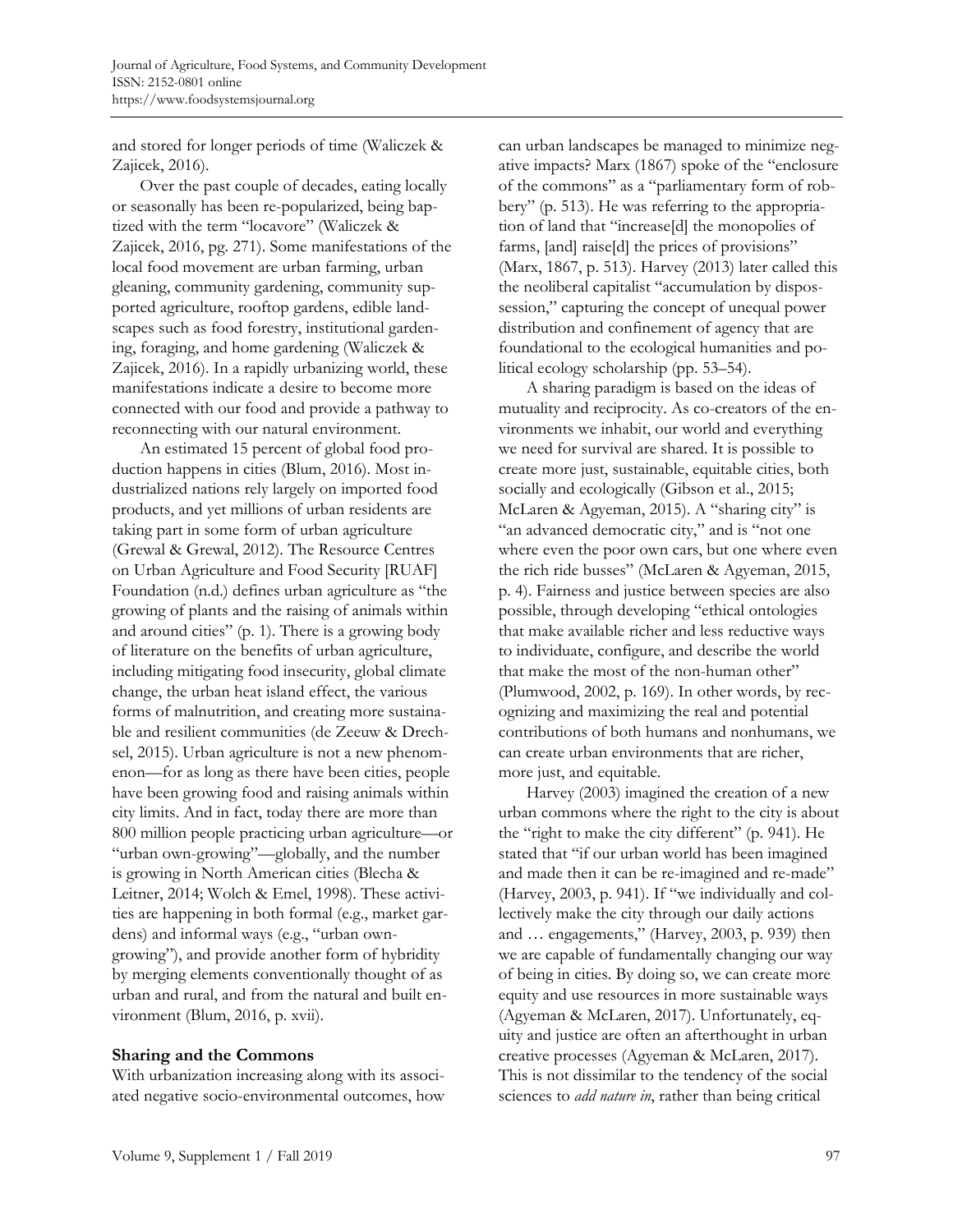and stored for longer periods of time (Waliczek & Zajicek, 2016).

Over the past couple of decades, eating locally or seasonally has been re-popularized, being baptized with the term "locavore" (Waliczek & Zajicek, 2016, pg. 271). Some manifestations of the local food movement are urban farming, urban gleaning, community gardening, community supported agriculture, rooftop gardens, edible landscapes such as food forestry, institutional gardening, foraging, and home gardening (Waliczek & Zajicek, 2016). In a rapidly urbanizing world, these manifestations indicate a desire to become more connected with our food and provide a pathway to reconnecting with our natural environment.

An estimated 15 percent of global food production happens in cities (Blum, 2016). Most industrialized nations rely largely on imported food products, and yet millions of urban residents are taking part in some form of urban agriculture (Grewal & Grewal, 2012). The Resource Centres on Urban Agriculture and Food Security [RUAF] Foundation (n.d.) defines urban agriculture as "the growing of plants and the raising of animals within and around cities" (p. 1). There is a growing body of literature on the benefits of urban agriculture, including mitigating food insecurity, global climate change, the urban heat island effect, the various forms of malnutrition, and creating more sustainable and resilient communities (de Zeeuw & Drechsel, 2015). Urban agriculture is not a new phenomenon—for as long as there have been cities, people have been growing food and raising animals within city limits. And in fact, today there are more than 800 million people practicing urban agriculture—or "urban own-growing"—globally, and the number is growing in North American cities (Blecha & Leitner, 2014; Wolch & Emel, 1998). These activities are happening in both formal (e.g., market gardens) and informal ways (e.g., "urban own-growing"), and provide another form of hybridity by merging elements conventionally thought of as urban and rural, and from the natural and built environment (Blum, 2016, p. xvii).

## Sharing and the Commons

With urbanization increasing along with its associated negative socio-environmental outcomes, how can urban landscapes be managed to minimize negative impacts? Marx (1867) spoke of the "enclosure of the commons" as a "parliamentary form of robbery" (p. 513). He was referring to the appropriation of land that "increase[d] the monopolies of farms, [and] raise[d] the prices of provisions" (Marx, 1867, p. 513). Harvey (2013) later called this the neoliberal capitalist "accumulation by dispossession," capturing the concept of unequal power distribution and confinement of agency that are foundational to the ecological humanities and political ecology scholarship (pp. 53–54).

A sharing paradigm is based on the ideas of mutuality and reciprocity. As co-creators of the environments we inhabit, our world and everything we need for survival are shared. It is possible to create more just, sustainable, equitable cities, both socially and ecologically (Gibson et al., 2015; McLaren & Agyeman, 2015). A "sharing city" is "an advanced democratic city," and is "not one where even the poor own cars, but one where even the rich ride busses" (McLaren & Agyeman, 2015, p. 4). Fairness and justice between species are also possible, through developing "ethical ontologies that make available richer and less reductive ways to individuate, configure, and describe the world that make the most of the non-human other" (Plumwood, 2002, p. 169). In other words, by recognizing and maximizing the real and potential contributions of both humans and nonhumans, we can create urban environments that are richer, more just, and equitable.

Harvey (2003) imagined the creation of a new urban commons where the right to the city is about the "right to make the city different" (p. 941). He stated that "if our urban world has been imagined and made then it can be re-imagined and re-made" (Harvey, 2003, p. 941). If "we individually and collectively make the city through our daily actions and … engagements," (Harvey, 2003, p. 939) then we are capable of fundamentally changing our way of being in cities. By doing so, we can create more equity and use resources in more sustainable ways (Agyeman & McLaren, 2017). Unfortunately, equity and justice are often an afterthought in urban creative processes (Agyeman & McLaren, 2017). This is not dissimilar to the tendency of the social sciences to *add nature in*, rather than being critical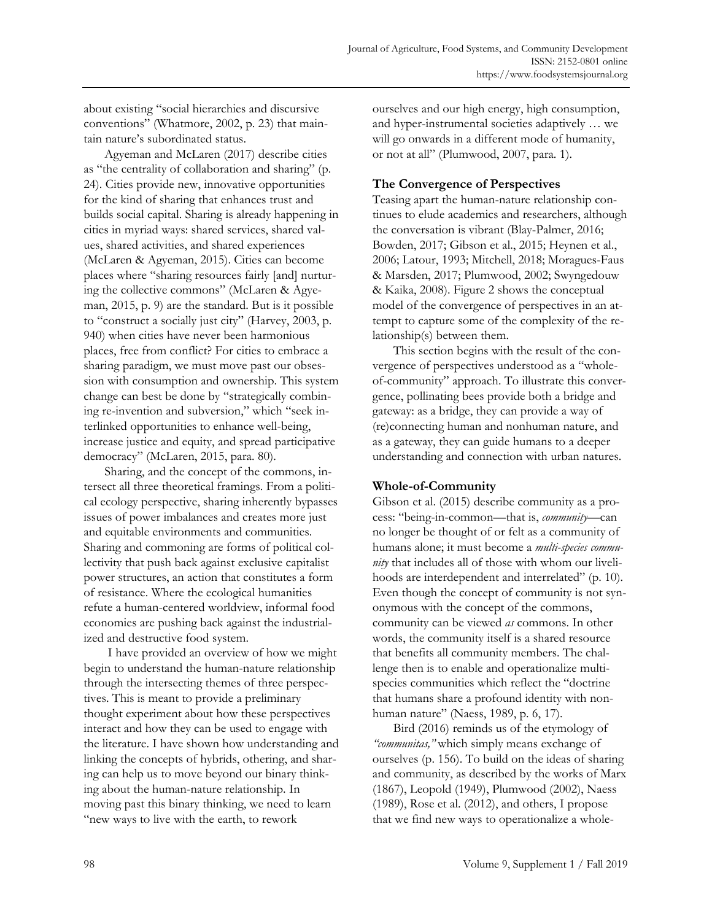about existing "social hierarchies and discursive conventions" (Whatmore, 2002, p. 23) that maintain nature's subordinated status.

Agyeman and McLaren (2017) describe cities as "the centrality of collaboration and sharing" (p. 24). Cities provide new, innovative opportunities for the kind of sharing that enhances trust and builds social capital. Sharing is already happening in cities in myriad ways: shared services, shared values, shared activities, and shared experiences (McLaren & Agyeman, 2015). Cities can become places where "sharing resources fairly [and] nurturing the collective commons" (McLaren & Agyeman, 2015, p. 9) are the standard. But is it possible to "construct a socially just city" (Harvey, 2003, p. 940) when cities have never been harmonious places, free from conflict? For cities to embrace a sharing paradigm, we must move past our obsession with consumption and ownership. This system change can best be done by "strategically combining re-invention and subversion," which "seek interlinked opportunities to enhance well-being, increase justice and equity, and spread participative democracy" (McLaren, 2015, para. 80).

Sharing, and the concept of the commons, intersect all three theoretical framings. From a political ecology perspective, sharing inherently bypasses issues of power imbalances and creates more just and equitable environments and communities. Sharing and commoning are forms of political collectivity that push back against exclusive capitalist power structures, an action that constitutes a form of resistance. Where the ecological humanities refute a human-centered worldview, informal food economies are pushing back against the industrialized and destructive food system.

I have provided an overview of how we might begin to understand the human-nature relationship through the intersecting themes of three perspectives. This is meant to provide a preliminary thought experiment about how these perspectives interact and how they can be used to engage with the literature. I have shown how understanding and linking the concepts of hybrids, othering, and sharing can help us to move beyond our binary thinking about the human-nature relationship. In moving past this binary thinking, we need to learn "new ways to live with the earth, to rework ourselves and our high energy, high consumption, and hyper-instrumental societies adaptively … we will go onwards in a different mode of humanity, or not at all" (Plumwood, 2007, para. 1).

### The Convergence of Perspectives

Teasing apart the human-nature relationship continues to elude academics and researchers, although the conversation is vibrant (Blay-Palmer, 2016; Bowden, 2017; Gibson et al., 2015; Heynen et al., 2006; Latour, 1993; Mitchell, 2018; Moragues-Faus & Marsden, 2017; Plumwood, 2002; Swyngedouw & Kaika, 2008). Figure 2 shows the conceptual model of the convergence of perspectives in an attempt to capture some of the complexity of the relationship(s) between them.

This section begins with the result of the convergence of perspectives understood as a "whole-of-community" approach. To illustrate this convergence, pollinating bees provide both a bridge and gateway: as a bridge, they can provide a way of (re)connecting human and nonhuman nature, and as a gateway, they can guide humans to a deeper understanding and connection with urban natures.

### Whole-of-Community

Gibson et al. (2015) describe community as a process: "being-in-common—that is, *community*—can no longer be thought of or felt as a community of humans alone; it must become a *multi-species community* that includes all of those with whom our livelihoods are interdependent and interrelated" (p. 10). Even though the concept of community is not synonymous with the concept of the commons, community can be viewed *as* commons. In other words, the community itself is a shared resource that benefits all community members. The challenge then is to enable and operationalize multi-species communities which reflect the "doctrine that humans share a profound identity with non-human nature" (Naess, 1989, p. 6, 17).

Bird (2016) reminds us of the etymology of *"communitas,"* which simply means exchange of ourselves (p. 156). To build on the ideas of sharing and community, as described by the works of Marx (1867), Leopold (1949), Plumwood (2002), Naess (1989), Rose et al. (2012), and others, I propose that we find new ways to operationalize a whole-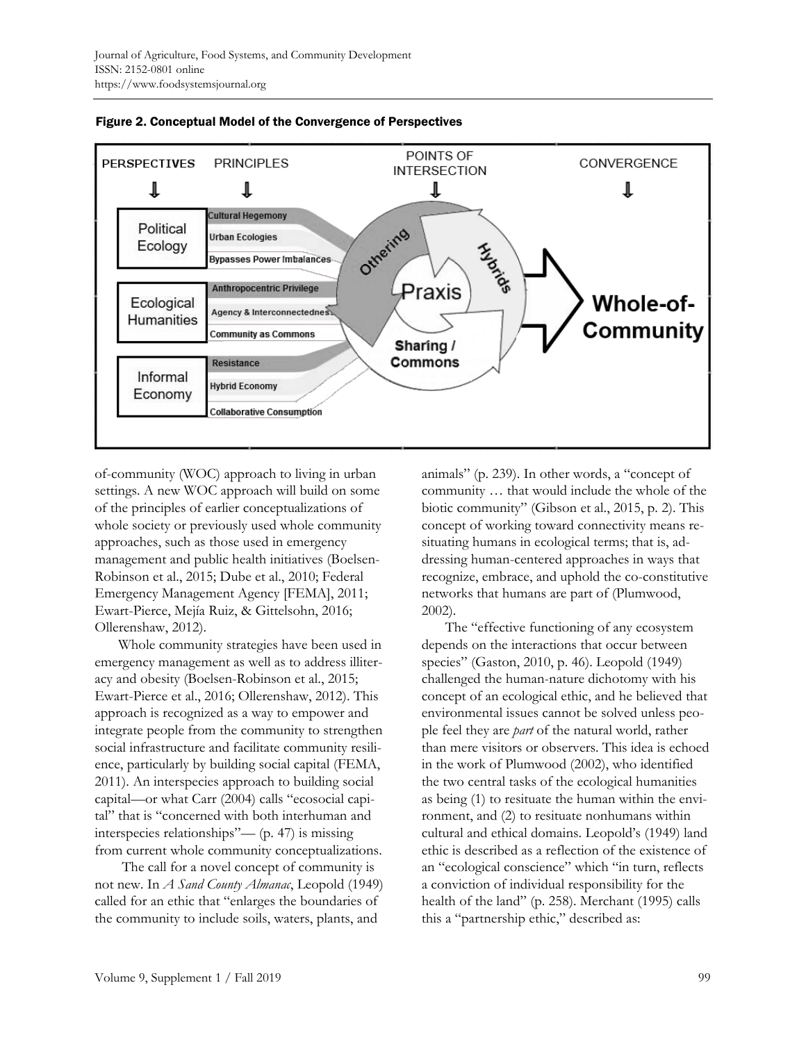Figure 2. Conceptual Model of the Convergence of Perspectives

of-community (WOC) approach to living in urban settings. A new WOC approach will build on some of the principles of earlier conceptualizations of whole society or previously used whole community approaches, such as those used in emergency management and public health initiatives (Boelsen-Robinson et al., 2015; Dube et al., 2010; Federal Emergency Management Agency [FEMA], 2011; Ewart-Pierce, Mejía Ruiz, & Gittelsohn, 2016; Ollerenshaw, 2012).

Whole community strategies have been used in emergency management as well as to address illiteracy and obesity (Boelsen-Robinson et al., 2015; Ewart-Pierce et al., 2016; Ollerenshaw, 2012). This approach is recognized as a way to empower and integrate people from the community to strengthen social infrastructure and facilitate community resilience, particularly by building social capital (FEMA, 2011). An interspecies approach to building social capital—or what Carr (2004) calls "ecosocial capital" that is "concerned with both interhuman and interspecies relationships"— (p. 47) is missing from current whole community conceptualizations.

The call for a novel concept of community is not new. In *A Sand County Almanac*, Leopold (1949) called for an ethic that "enlarges the boundaries of the community to include soils, waters, plants, and animals" (p. 239). In other words, a "concept of community … that would include the whole of the biotic community" (Gibson et al., 2015, p. 2). This concept of working toward connectivity means re-situating humans in ecological terms; that is, addressing human-centered approaches in ways that recognize, embrace, and uphold the co-constitutive networks that humans are part of (Plumwood, 2002).

The "effective functioning of any ecosystem depends on the interactions that occur between species" (Gaston, 2010, p. 46). Leopold (1949) challenged the human-nature dichotomy with his concept of an ecological ethic, and he believed that environmental issues cannot be solved unless people feel they are *part* of the natural world, rather than mere visitors or observers. This idea is echoed in the work of Plumwood (2002), who identified the two central tasks of the ecological humanities as being (1) to resituate the human within the environment, and (2) to resituate nonhumans within cultural and ethical domains. Leopold's (1949) land ethic is described as a reflection of the existence of an "ecological conscience" which "in turn, reflects a conviction of individual responsibility for the health of the land" (p. 258). Merchant (1995) calls this a "partnership ethic," described as: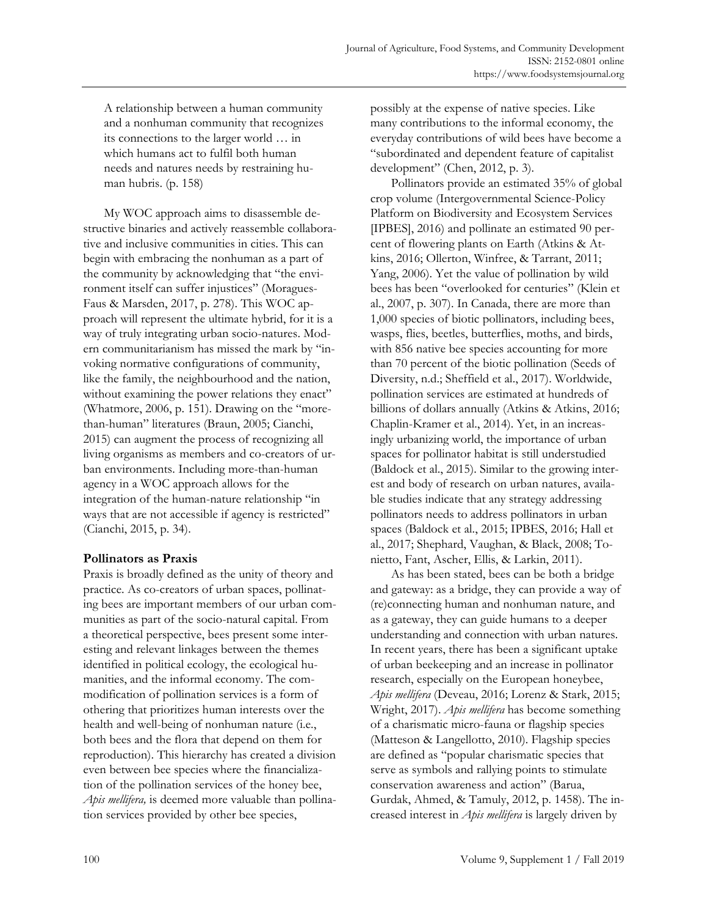> A relationship between a human community and a nonhuman community that recognizes its connections to the larger world … in which humans act to fulfil both human needs and natures needs by restraining human hubris. (p. 158)

My WOC approach aims to disassemble destructive binaries and actively reassemble collaborative and inclusive communities in cities. This can begin with embracing the nonhuman as a part of the community by acknowledging that "the environment itself can suffer injustices" (Moragues-Faus & Marsden, 2017, p. 278). This WOC approach will represent the ultimate hybrid, for it is a way of truly integrating urban socio-natures. Modern communitarianism has missed the mark by "invoking normative configurations of community, like the family, the neighbourhood and the nation, without examining the power relations they enact" (Whatmore, 2006, p. 151). Drawing on the "more-than-human" literatures (Braun, 2005; Cianchi, 2015) can augment the process of recognizing all living organisms as members and co-creators of urban environments. Including more-than-human agency in a WOC approach allows for the integration of the human-nature relationship "in ways that are not accessible if agency is restricted" (Cianchi, 2015, p. 34).

## Pollinators as Praxis

Praxis is broadly defined as the unity of theory and practice. As co-creators of urban spaces, pollinating bees are important members of our urban communities as part of the socio-natural capital. From a theoretical perspective, bees present some interesting and relevant linkages between the themes identified in political ecology, the ecological humanities, and the informal economy. The commodification of pollination services is a form of othering that prioritizes human interests over the health and well-being of nonhuman nature (i.e., both bees and the flora that depend on them for reproduction). This hierarchy has created a division even between bee species where the financialization of the pollination services of the honey bee, *Apis mellifera,* is deemed more valuable than pollination services provided by other bee species, possibly at the expense of native species. Like many contributions to the informal economy, the everyday contributions of wild bees have become a "subordinated and dependent feature of capitalist development" (Chen, 2012, p. 3).

Pollinators provide an estimated 35% of global crop volume (Intergovernmental Science-Policy Platform on Biodiversity and Ecosystem Services [IPBES], 2016) and pollinate an estimated 90 percent of flowering plants on Earth (Atkins & Atkins, 2016; Ollerton, Winfree, & Tarrant, 2011; Yang, 2006). Yet the value of pollination by wild bees has been "overlooked for centuries" (Klein et al., 2007, p. 307). In Canada, there are more than 1,000 species of biotic pollinators, including bees, wasps, flies, beetles, butterflies, moths, and birds, with 856 native bee species accounting for more than 70 percent of the biotic pollination (Seeds of Diversity, n.d.; Sheffield et al., 2017). Worldwide, pollination services are estimated at hundreds of billions of dollars annually (Atkins & Atkins, 2016; Chaplin-Kramer et al., 2014). Yet, in an increasingly urbanizing world, the importance of urban spaces for pollinator habitat is still understudied (Baldock et al., 2015). Similar to the growing interest and body of research on urban natures, available studies indicate that any strategy addressing pollinators needs to address pollinators in urban spaces (Baldock et al., 2015; IPBES, 2016; Hall et al., 2017; Shephard, Vaughan, & Black, 2008; Tonietto, Fant, Ascher, Ellis, & Larkin, 2011).

As has been stated, bees can be both a bridge and gateway: as a bridge, they can provide a way of (re)connecting human and nonhuman nature, and as a gateway, they can guide humans to a deeper understanding and connection with urban natures. In recent years, there has been a significant uptake of urban beekeeping and an increase in pollinator research, especially on the European honeybee, *Apis mellifera* (Deveau, 2016; Lorenz & Stark, 2015; Wright, 2017). *Apis mellifera* has become something of a charismatic micro-fauna or flagship species (Matteson & Langellotto, 2010). Flagship species are defined as "popular charismatic species that serve as symbols and rallying points to stimulate conservation awareness and action" (Barua, Gurdak, Ahmed, & Tamuly, 2012, p. 1458). The increased interest in *Apis mellifera* is largely driven by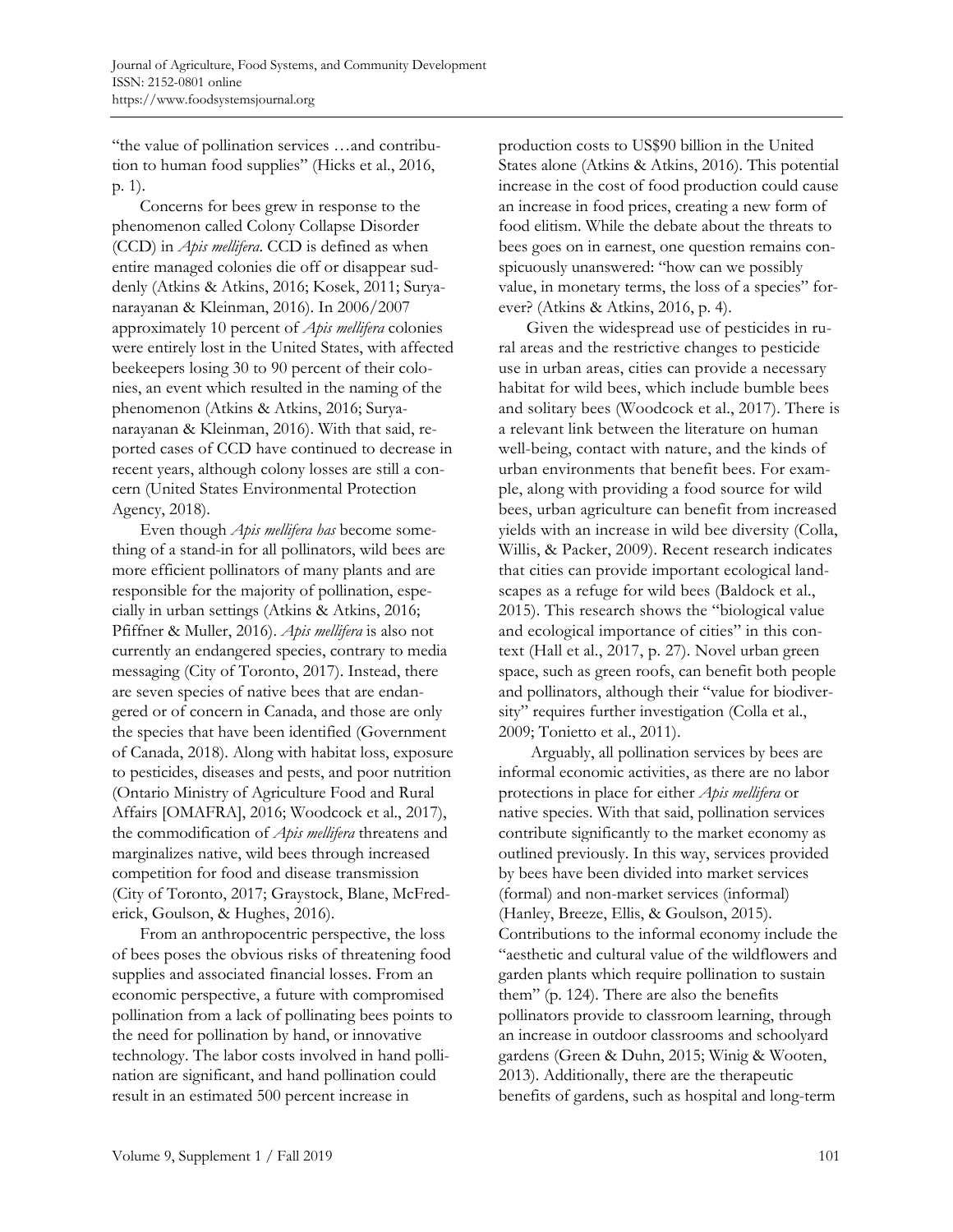"the value of pollination services …and contribution to human food supplies" (Hicks et al., 2016, p. 1).

Concerns for bees grew in response to the phenomenon called Colony Collapse Disorder (CCD) in *Apis mellifera*. CCD is defined as when entire managed colonies die off or disappear suddenly (Atkins & Atkins, 2016; Kosek, 2011; Suryanarayanan & Kleinman, 2016). In 2006/2007 approximately 10 percent of *Apis mellifera* colonies were entirely lost in the United States, with affected beekeepers losing 30 to 90 percent of their colonies, an event which resulted in the naming of the phenomenon (Atkins & Atkins, 2016; Suryanarayanan & Kleinman, 2016). With that said, reported cases of CCD have continued to decrease in recent years, although colony losses are still a concern (United States Environmental Protection Agency, 2018).

Even though *Apis mellifera has* become something of a stand-in for all pollinators, wild bees are more efficient pollinators of many plants and are responsible for the majority of pollination, especially in urban settings (Atkins & Atkins, 2016; Pfiffner & Muller, 2016). *Apis mellifera* is also not currently an endangered species, contrary to media messaging (City of Toronto, 2017). Instead, there are seven species of native bees that are endangered or of concern in Canada, and those are only the species that have been identified (Government of Canada, 2018). Along with habitat loss, exposure to pesticides, diseases and pests, and poor nutrition (Ontario Ministry of Agriculture Food and Rural Affairs [OMAFRA], 2016; Woodcock et al., 2017), the commodification of *Apis mellifera* threatens and marginalizes native, wild bees through increased competition for food and disease transmission (City of Toronto, 2017; Graystock, Blane, McFrederick, Goulson, & Hughes, 2016).

From an anthropocentric perspective, the loss of bees poses the obvious risks of threatening food supplies and associated financial losses. From an economic perspective, a future with compromised pollination from a lack of pollinating bees points to the need for pollination by hand, or innovative technology. The labor costs involved in hand pollination are significant, and hand pollination could result in an estimated 500 percent increase in production costs to US$90 billion in the United States alone (Atkins & Atkins, 2016). This potential increase in the cost of food production could cause an increase in food prices, creating a new form of food elitism. While the debate about the threats to bees goes on in earnest, one question remains conspicuously unanswered: "how can we possibly value, in monetary terms, the loss of a species" forever? (Atkins & Atkins, 2016, p. 4).

Given the widespread use of pesticides in rural areas and the restrictive changes to pesticide use in urban areas, cities can provide a necessary habitat for wild bees, which include bumble bees and solitary bees (Woodcock et al., 2017). There is a relevant link between the literature on human well-being, contact with nature, and the kinds of urban environments that benefit bees. For example, along with providing a food source for wild bees, urban agriculture can benefit from increased yields with an increase in wild bee diversity (Colla, Willis, & Packer, 2009). Recent research indicates that cities can provide important ecological landscapes as a refuge for wild bees (Baldock et al., 2015). This research shows the "biological value and ecological importance of cities" in this context (Hall et al., 2017, p. 27). Novel urban green space, such as green roofs, can benefit both people and pollinators, although their "value for biodiversity" requires further investigation (Colla et al., 2009; Tonietto et al., 2011).

Arguably, all pollination services by bees are informal economic activities, as there are no labor protections in place for either *Apis mellifera* or native species. With that said, pollination services contribute significantly to the market economy as outlined previously. In this way, services provided by bees have been divided into market services (formal) and non-market services (informal) (Hanley, Breeze, Ellis, & Goulson, 2015). Contributions to the informal economy include the "aesthetic and cultural value of the wildflowers and garden plants which require pollination to sustain them" (p. 124). There are also the benefits pollinators provide to classroom learning, through an increase in outdoor classrooms and schoolyard gardens (Green & Duhn, 2015; Winig & Wooten, 2013). Additionally, there are the therapeutic benefits of gardens, such as hospital and long-term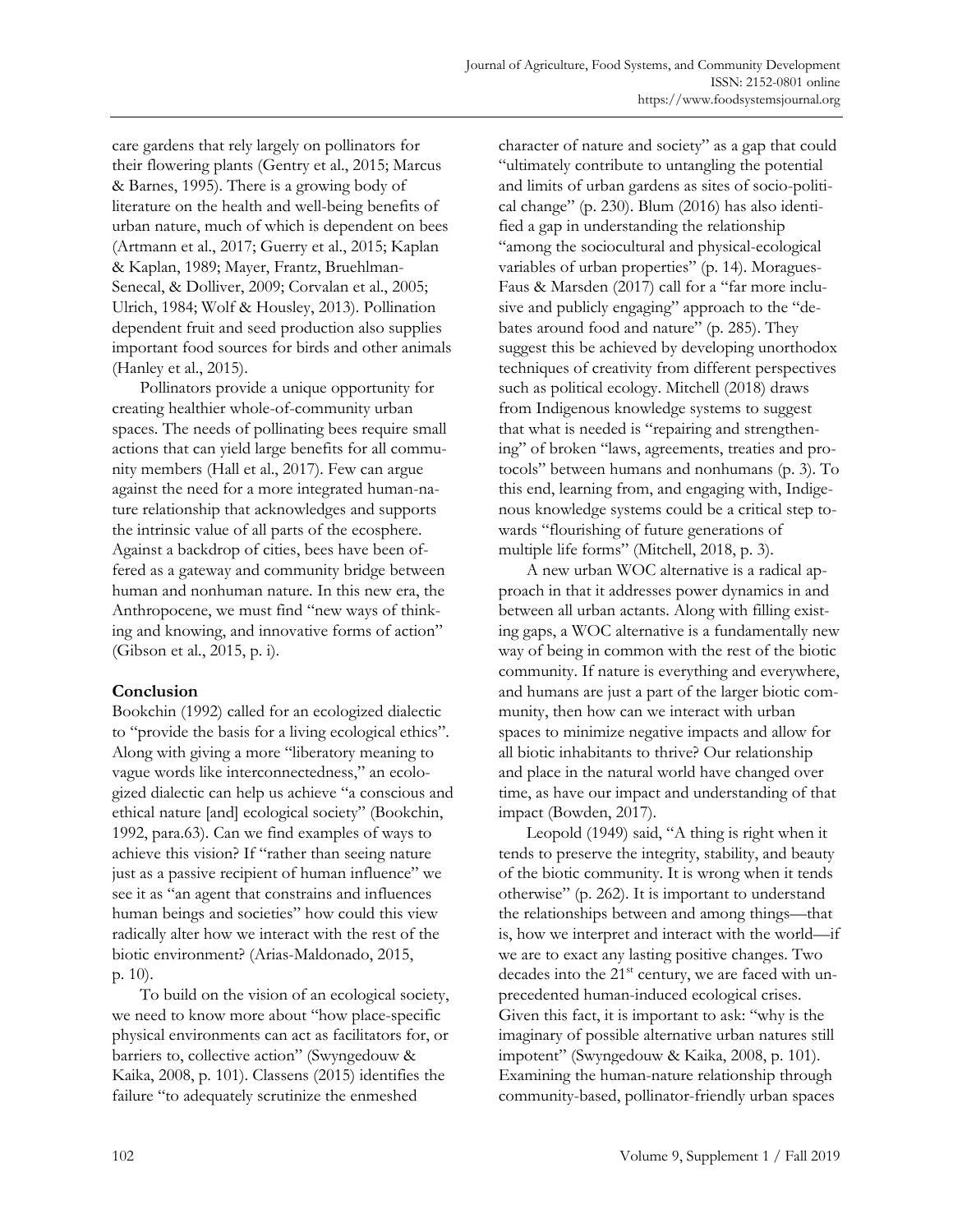care gardens that rely largely on pollinators for their flowering plants (Gentry et al., 2015; Marcus & Barnes, 1995). There is a growing body of literature on the health and well-being benefits of urban nature, much of which is dependent on bees (Artmann et al., 2017; Guerry et al., 2015; Kaplan & Kaplan, 1989; Mayer, Frantz, Bruehlman-Senecal, & Dolliver, 2009; Corvalan et al., 2005; Ulrich, 1984; Wolf & Housley, 2013). Pollination dependent fruit and seed production also supplies important food sources for birds and other animals (Hanley et al., 2015).

Pollinators provide a unique opportunity for creating healthier whole-of-community urban spaces. The needs of pollinating bees require small actions that can yield large benefits for all community members (Hall et al., 2017). Few can argue against the need for a more integrated human-nature relationship that acknowledges and supports the intrinsic value of all parts of the ecosphere. Against a backdrop of cities, bees have been offered as a gateway and community bridge between human and nonhuman nature. In this new era, the Anthropocene, we must find "new ways of thinking and knowing, and innovative forms of action" (Gibson et al., 2015, p. i).

## Conclusion

Bookchin (1992) called for an ecologized dialectic to "provide the basis for a living ecological ethics". Along with giving a more "liberatory meaning to vague words like interconnectedness," an ecologized dialectic can help us achieve "a conscious and ethical nature [and] ecological society" (Bookchin, 1992, para.63). Can we find examples of ways to achieve this vision? If "rather than seeing nature just as a passive recipient of human influence" we see it as "an agent that constrains and influences human beings and societies" how could this view radically alter how we interact with the rest of the biotic environment? (Arias-Maldonado, 2015, p. 10).

To build on the vision of an ecological society, we need to know more about "how place-specific physical environments can act as facilitators for, or barriers to, collective action" (Swyngedouw & Kaika, 2008, p. 101). Classens (2015) identifies the failure "to adequately scrutinize the enmeshed character of nature and society" as a gap that could "ultimately contribute to untangling the potential and limits of urban gardens as sites of socio-political change" (p. 230). Blum (2016) has also identified a gap in understanding the relationship "among the sociocultural and physical-ecological variables of urban properties" (p. 14). Moragues-Faus & Marsden (2017) call for a "far more inclusive and publicly engaging" approach to the "debates around food and nature" (p. 285). They suggest this be achieved by developing unorthodox techniques of creativity from different perspectives such as political ecology. Mitchell (2018) draws from Indigenous knowledge systems to suggest that what is needed is "repairing and strengthening" of broken "laws, agreements, treaties and protocols" between humans and nonhumans (p. 3). To this end, learning from, and engaging with, Indigenous knowledge systems could be a critical step towards "flourishing of future generations of multiple life forms" (Mitchell, 2018, p. 3).

A new urban WOC alternative is a radical approach in that it addresses power dynamics in and between all urban actants. Along with filling existing gaps, a WOC alternative is a fundamentally new way of being in common with the rest of the biotic community. If nature is everything and everywhere, and humans are just a part of the larger biotic community, then how can we interact with urban spaces to minimize negative impacts and allow for all biotic inhabitants to thrive? Our relationship and place in the natural world have changed over time, as have our impact and understanding of that impact (Bowden, 2017).

Leopold (1949) said, "A thing is right when it tends to preserve the integrity, stability, and beauty of the biotic community. It is wrong when it tends otherwise" (p. 262). It is important to understand the relationships between and among things—that is, how we interpret and interact with the world—if we are to exact any lasting positive changes. Two decades into the 21st century, we are faced with unprecedented human-induced ecological crises. Given this fact, it is important to ask: "why is the imaginary of possible alternative urban natures still impotent" (Swyngedouw & Kaika, 2008, p. 101). Examining the human-nature relationship through community-based, pollinator-friendly urban spaces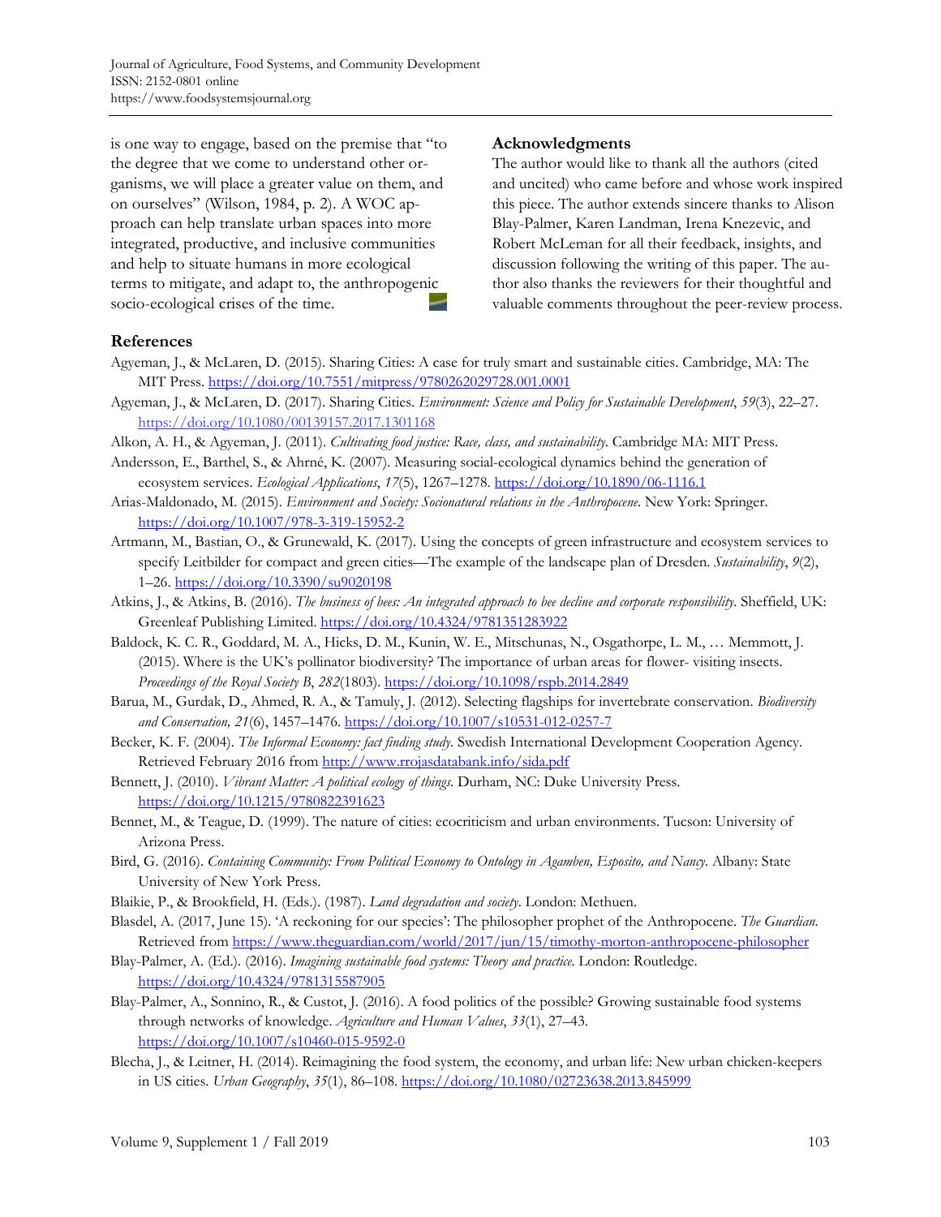is one way to engage, based on the premise that "to the degree that we come to understand other organisms, we will place a greater value on them, and on ourselves" (Wilson, 1984, p. 2). A WOC approach can help translate urban spaces into more integrated, productive, and inclusive communities and help to situate humans in more ecological terms to mitigate, and adapt to, the anthropogenic socio-ecological crises of the time.

## Acknowledgments

The author would like to thank all the authors (cited and uncited) who came before and whose work inspired this piece. The author extends sincere thanks to Alison Blay-Palmer, Karen Landman, Irena Knezevic, and Robert McLeman for all their feedback, insights, and discussion following the writing of this paper. The author also thanks the reviewers for their thoughtful and valuable comments throughout the peer-review process.

## References

Agyeman, J., & McLaren, D. (2015). Sharing Cities: A case for truly smart and sustainable cities. Cambridge, MA: The MIT Press. https://doi.org/10.7551/mitpress/9780262029728.001.0001

Agyeman, J., & McLaren, D. (2017). Sharing Cities. *Environment: Science and Policy for Sustainable Development*, *59*(3), 22–27. https://doi.org/10.1080/00139157.2017.1301168

Alkon, A. H., & Agyeman, J. (2011). *Cultivating food justice: Race, class, and sustainability.* Cambridge MA: MIT Press.

Andersson, E., Barthel, S., & Ahrné, K. (2007). Measuring social-ecological dynamics behind the generation of ecosystem services. *Ecological Applications*, *17*(5), 1267–1278. https://doi.org/10.1890/06-1116.1

Arias-Maldonado, M. (2015). *Environment and Society: Socionatural relations in the Anthropocene.* New York: Springer. https://doi.org/10.1007/978-3-319-15952-2

Artmann, M., Bastian, O., & Grunewald, K. (2017). Using the concepts of green infrastructure and ecosystem services to specify Leitbilder for compact and green cities—The example of the landscape plan of Dresden. *Sustainability*, *9*(2), 1–26. https://doi.org/10.3390/su9020198

Atkins, J., & Atkins, B. (2016). *The business of bees: An integrated approach to bee decline and corporate responsibility.* Sheffield, UK: Greenleaf Publishing Limited. https://doi.org/10.4324/9781351283922

Baldock, K. C. R., Goddard, M. A., Hicks, D. M., Kunin, W. E., Mitschunas, N., Osgathorpe, L. M., … Memmott, J. (2015). Where is the UK's pollinator biodiversity? The importance of urban areas for flower- visiting insects. *Proceedings of the Royal Society B*, *282*(1803). https://doi.org/10.1098/rspb.2014.2849

Barua, M., Gurdak, D., Ahmed, R. A., & Tamuly, J. (2012). Selecting flagships for invertebrate conservation. *Biodiversity and Conservation, 21*(6), 1457–1476. https://doi.org/10.1007/s10531-012-0257-7

Becker, K. F. (2004). *The Informal Economy: fact finding study.* Swedish International Development Cooperation Agency. Retrieved February 2016 from http://www.rrojasdatabank.info/sida.pdf

Bennett, J. (2010). *Vibrant Matter: A political ecology of things.* Durham, NC: Duke University Press. https://doi.org/10.1215/9780822391623

Bennet, M., & Teague, D. (1999). The nature of cities: ecocriticism and urban environments. Tucson: University of Arizona Press.

Bird, G. (2016). *Containing Community: From Political Economy to Ontology in Agamben, Esposito, and Nancy*. Albany: State University of New York Press.

Blaikie, P., & Brookfield, H. (Eds.). (1987). *Land degradation and society*. London: Methuen.

Blasdel, A. (2017, June 15). 'A reckoning for our species': The philosopher prophet of the Anthropocene. *The Guardian.* Retrieved from https://www.theguardian.com/world/2017/jun/15/timothy-morton-anthropocene-philosopher

Blay-Palmer, A. (Ed.). (2016). *Imagining sustainable food systems: Theory and practice.* London: Routledge. https://doi.org/10.4324/9781315587905

Blay-Palmer, A., Sonnino, R., & Custot, J. (2016). A food politics of the possible? Growing sustainable food systems through networks of knowledge. *Agriculture and Human Values*, *33*(1), 27–43. https://doi.org/10.1007/s10460-015-9592-0

Blecha, J., & Leitner, H. (2014). Reimagining the food system, the economy, and urban life: New urban chicken-keepers in US cities. *Urban Geography*, *35*(1), 86–108. https://doi.org/10.1080/02723638.2013.845999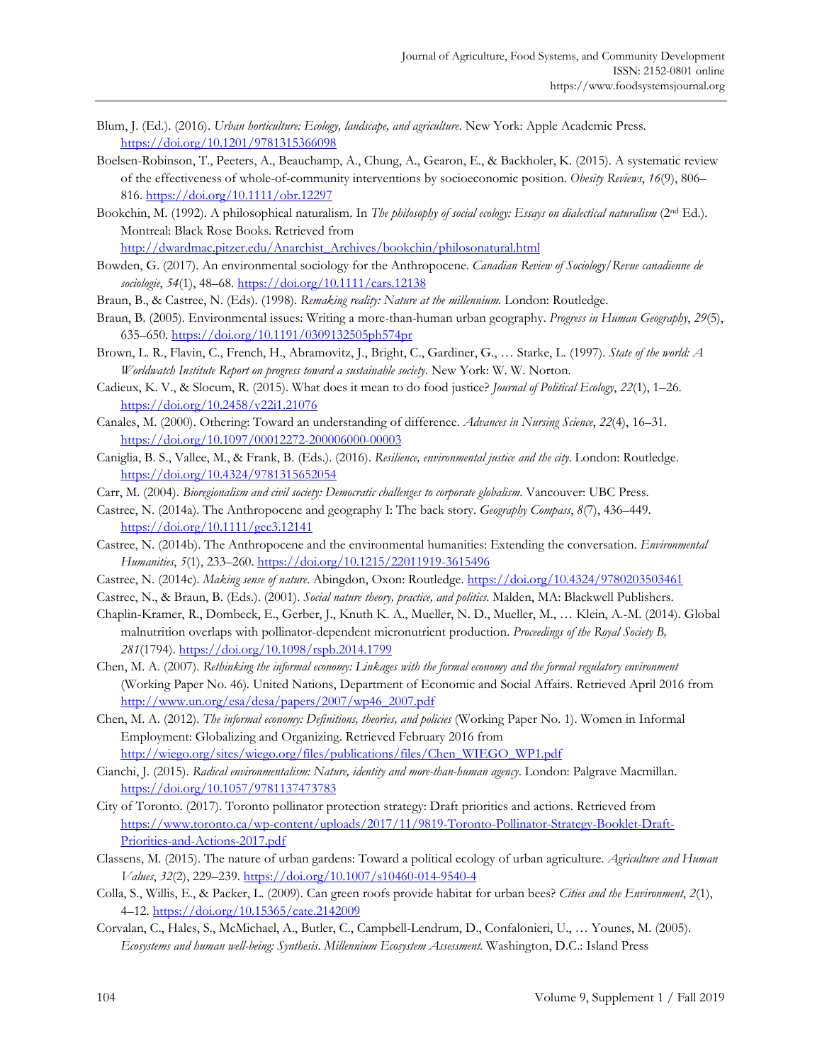Blum, J. (Ed.). (2016). *Urban horticulture: Ecology, landscape, and agriculture*. New York: Apple Academic Press. https://doi.org/10.1201/9781315366098

Boelsen-Robinson, T., Peeters, A., Beauchamp, A., Chung, A., Gearon, E., & Backholer, K. (2015). A systematic review of the effectiveness of whole-of-community interventions by socioeconomic position. *Obesity Reviews*, *16*(9), 806–816. https://doi.org/10.1111/obr.12297

Bookchin, M. (1992). A philosophical naturalism. In *The philosophy of social ecology: Essays on dialectical naturalism* (2nd Ed.). Montreal: Black Rose Books. Retrieved from http://dwardmac.pitzer.edu/Anarchist_Archives/bookchin/philosonatural.html

Bowden, G. (2017). An environmental sociology for the Anthropocene. *Canadian Review of Sociology/Revue canadienne de sociologie*, *54*(1), 48–68. https://doi.org/10.1111/cars.12138

Braun, B., & Castree, N. (Eds). (1998). *Remaking reality: Nature at the millennium*. London: Routledge.

Braun, B. (2005). Environmental issues: Writing a more-than-human urban geography. *Progress in Human Geography*, *29*(5), 635–650. https://doi.org/10.1191/0309132505ph574pr

Brown, L. R., Flavin, C., French, H., Abramovitz, J., Bright, C., Gardiner, G., … Starke, L. (1997). *State of the world: A Worldwatch Institute Report on progress toward a sustainable society*. New York: W. W. Norton.

Cadieux, K. V., & Slocum, R. (2015). What does it mean to do food justice? *Journal of Political Ecology*, *22*(1), 1–26. https://doi.org/10.2458/v22i1.21076

Canales, M. (2000). Othering: Toward an understanding of difference. *Advances in Nursing Science*, *22*(4), 16–31. https://doi.org/10.1097/00012272-200006000-00003

Caniglia, B. S., Vallee, M., & Frank, B. (Eds.). (2016). *Resilience, environmental justice and the city*. London: Routledge. https://doi.org/10.4324/9781315652054

Carr, M. (2004). *Bioregionalism and civil society: Democratic challenges to corporate globalism*. Vancouver: UBC Press.

Castree, N. (2014a). The Anthropocene and geography I: The back story. *Geography Compass*, *8*(7), 436–449. https://doi.org/10.1111/gec3.12141

Castree, N. (2014b). The Anthropocene and the environmental humanities: Extending the conversation. *Environmental Humanities*, *5*(1), 233–260. https://doi.org/10.1215/22011919-3615496

Castree, N. (2014c). *Making sense of nature*. Abingdon, Oxon: Routledge. https://doi.org/10.4324/9780203503461

Castree, N., & Braun, B. (Eds.). (2001). *Social nature theory, practice, and politics*. Malden, MA: Blackwell Publishers.

Chaplin-Kramer, R., Dombeck, E., Gerber, J., Knuth K. A., Mueller, N. D., Mueller, M., … Klein, A.-M. (2014). Global malnutrition overlaps with pollinator-dependent micronutrient production. *Proceedings of the Royal Society B, 281*(1794). https://doi.org/10.1098/rspb.2014.1799

Chen, M. A. (2007). *Rethinking the informal economy: Linkages with the formal economy and the formal regulatory environment* (Working Paper No. 46). United Nations, Department of Economic and Social Affairs. Retrieved April 2016 from http://www.un.org/esa/desa/papers/2007/wp46_2007.pdf

Chen, M. A. (2012). *The informal economy: Definitions, theories, and policies* (Working Paper No. 1). Women in Informal Employment: Globalizing and Organizing. Retrieved February 2016 from http://wiego.org/sites/wiego.org/files/publications/files/Chen_WIEGO_WP1.pdf

Cianchi, J. (2015). *Radical environmentalism: Nature, identity and more-than-human agency*. London: Palgrave Macmillan. https://doi.org/10.1057/9781137473783

City of Toronto. (2017). Toronto pollinator protection strategy: Draft priorities and actions. Retrieved from https://www.toronto.ca/wp-content/uploads/2017/11/9819-Toronto-Pollinator-Strategy-Booklet-Draft-Priorities-and-Actions-2017.pdf

Classens, M. (2015). The nature of urban gardens: Toward a political ecology of urban agriculture. *Agriculture and Human Values*, *32*(2), 229–239. https://doi.org/10.1007/s10460-014-9540-4

Colla, S., Willis, E., & Packer, L. (2009). Can green roofs provide habitat for urban bees? *Cities and the Environment*, *2*(1), 4–12. https://doi.org/10.15365/cate.2142009

Corvalan, C., Hales, S., McMichael, A., Butler, C., Campbell-Lendrum, D., Confalonieri, U., … Younes, M. (2005). *Ecosystems and human well-being: Synthesis*. *Millennium Ecosystem Assessment.* Washington, D.C.: Island Press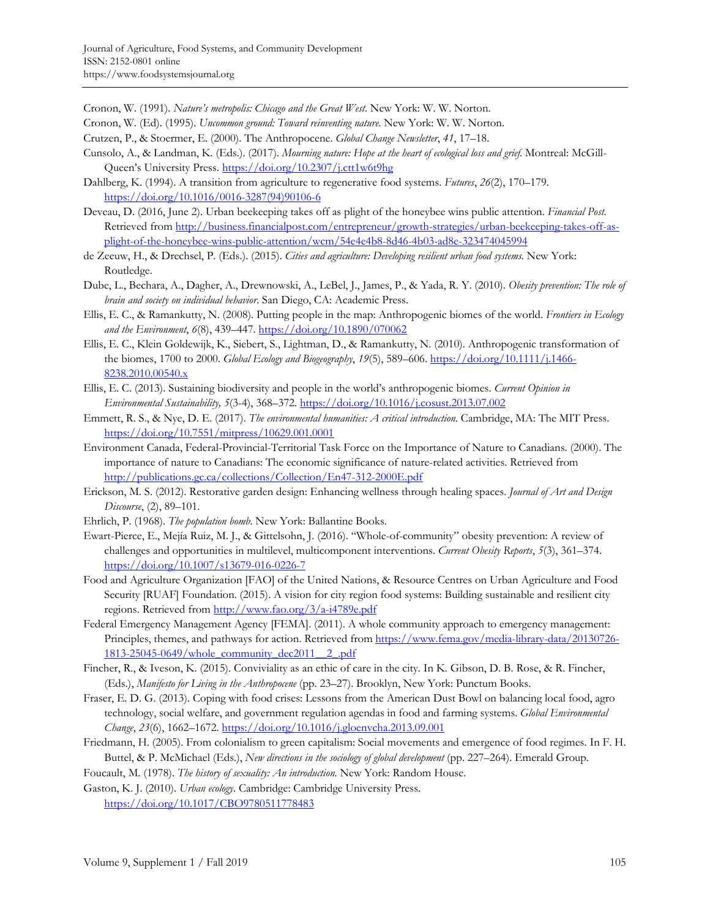Cronon, W. (1991). *Nature's metropolis: Chicago and the Great West*. New York: W. W. Norton.

Cronon, W. (Ed). (1995). *Uncommon ground: Toward reinventing nature*. New York: W. W. Norton.

Crutzen, P., & Stoermer, E. (2000). The Anthropocene. *Global Change Newsletter*, *41*, 17–18.

Cunsolo, A., & Landman, K. (Eds.). (2017). *Mourning nature: Hope at the heart of ecological loss and grief.* Montreal: McGill-Queen's University Press. https://doi.org/10.2307/j.ctt1w6t9hg

Dahlberg, K. (1994). A transition from agriculture to regenerative food systems. *Futures*, *26*(2), 170–179. https://doi.org/10.1016/0016-3287(94)90106-6

Deveau, D. (2016, June 2). Urban beekeeping takes off as plight of the honeybee wins public attention. *Financial Post.* Retrieved from http://business.financialpost.com/entrepreneur/growth-strategies/urban-beekeeping-takes-off-as-plight-of-the-honeybee-wins-public-attention/wcm/54e4e4b8-8d46-4b03-ad8e-323474045994

de Zeeuw, H., & Drechsel, P. (Eds.). (2015). *Cities and agriculture: Developing resilient urban food systems.* New York: Routledge.

Dube, L., Bechara, A., Dagher, A., Drewnowski, A., LeBel, J., James, P., & Yada, R. Y. (2010). *Obesity prevention: The role of brain and society on individual behavior*. San Diego, CA: Academic Press.

Ellis, E. C., & Ramankutty, N. (2008). Putting people in the map: Anthropogenic biomes of the world. *Frontiers in Ecology and the Environment*, *6*(8), 439–447. https://doi.org/10.1890/070062

Ellis, E. C., Klein Goldewijk, K., Siebert, S., Lightman, D., & Ramankutty, N. (2010). Anthropogenic transformation of the biomes, 1700 to 2000. *Global Ecology and Biogeography*, *19*(5), 589–606. https://doi.org/10.1111/j.1466-8238.2010.00540.x

Ellis, E. C. (2013). Sustaining biodiversity and people in the world's anthropogenic biomes. *Current Opinion in Environmental Sustainability, 5*(3-4), 368–372. https://doi.org/10.1016/j.cosust.2013.07.002

Emmett, R. S., & Nye, D. E. (2017). *The environmental humanities: A critical introduction.* Cambridge, MA: The MIT Press. https://doi.org/10.7551/mitpress/10629.001.0001

Environment Canada, Federal-Provincial-Territorial Task Force on the Importance of Nature to Canadians. (2000). The importance of nature to Canadians: The economic significance of nature-related activities. Retrieved from http://publications.gc.ca/collections/Collection/En47-312-2000E.pdf

Erickson, M. S. (2012). Restorative garden design: Enhancing wellness through healing spaces. *Journal of Art and Design Discourse*, (2), 89–101.

Ehrlich, P. (1968). *The population bomb*. New York: Ballantine Books.

Ewart-Pierce, E., Mejía Ruiz, M. J., & Gittelsohn, J. (2016). "Whole-of-community" obesity prevention: A review of challenges and opportunities in multilevel, multicomponent interventions. *Current Obesity Reports*, *5*(3), 361–374. https://doi.org/10.1007/s13679-016-0226-7

Food and Agriculture Organization [FAO] of the United Nations, & Resource Centres on Urban Agriculture and Food Security [RUAF] Foundation. (2015). A vision for city region food systems: Building sustainable and resilient city regions. Retrieved from http://www.fao.org/3/a-i4789e.pdf

Federal Emergency Management Agency [FEMA]. (2011). A whole community approach to emergency management: Principles, themes, and pathways for action. Retrieved from https://www.fema.gov/media-library-data/20130726-1813-25045-0649/whole_community_dec2011__2_.pdf

Fincher, R., & Iveson, K. (2015). Conviviality as an ethic of care in the city. In K. Gibson, D. B. Rose, & R. Fincher, (Eds.), *Manifesto for Living in the Anthropocene* (pp. 23–27). Brooklyn, New York: Punctum Books.

Fraser, E. D. G. (2013). Coping with food crises: Lessons from the American Dust Bowl on balancing local food, agro technology, social welfare, and government regulation agendas in food and farming systems. *Global Environmental Change*, *23*(6), 1662–1672. https://doi.org/10.1016/j.gloenvcha.2013.09.001

Friedmann, H. (2005). From colonialism to green capitalism: Social movements and emergence of food regimes. In F. H. Buttel, & P. McMichael (Eds.), *New directions in the sociology of global development* (pp. 227–264). Emerald Group.

Foucault, M. (1978). *The history of sexuality: An introduction.* New York: Random House.

Gaston, K. J. (2010). *Urban ecology*. Cambridge: Cambridge University Press. https://doi.org/10.1017/CBO9780511778483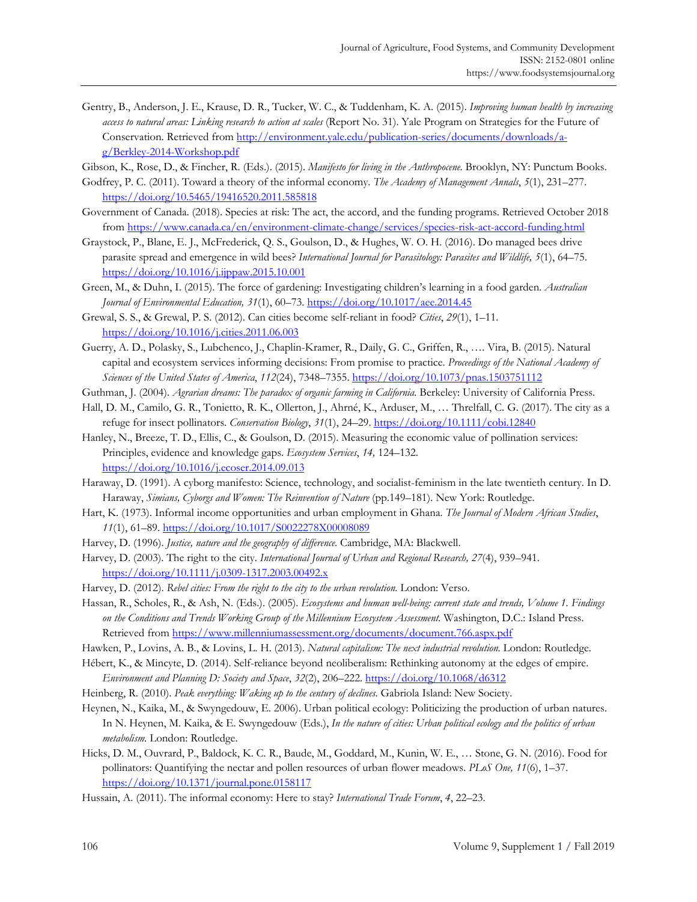Gentry, B., Anderson, J. E., Krause, D. R., Tucker, W. C., & Tuddenham, K. A. (2015). *Improving human health by increasing access to natural areas: Linking research to action at scales* (Report No. 31). Yale Program on Strategies for the Future of Conservation. Retrieved from http://environment.yale.edu/publication-series/documents/downloads/a-g/Berkley-2014-Workshop.pdf

Gibson, K., Rose, D., & Fincher, R. (Eds.). (2015). *Manifesto for living in the Anthropocene.* Brooklyn, NY: Punctum Books.

Godfrey, P. C. (2011). Toward a theory of the informal economy. *The Academy of Management Annals*, *5*(1), 231–277. https://doi.org/10.5465/19416520.2011.585818

Government of Canada. (2018). Species at risk: The act, the accord, and the funding programs. Retrieved October 2018 from https://www.canada.ca/en/environment-climate-change/services/species-risk-act-accord-funding.html

Graystock, P., Blane, E. J., McFrederick, Q. S., Goulson, D., & Hughes, W. O. H. (2016). Do managed bees drive parasite spread and emergence in wild bees? *International Journal for Parasitology: Parasites and Wildlife, 5*(1), 64–75. https://doi.org/10.1016/j.ijppaw.2015.10.001

Green, M., & Duhn, I. (2015). The force of gardening: Investigating children's learning in a food garden. *Australian Journal of Environmental Education, 31*(1), 60–73. https://doi.org/10.1017/aee.2014.45

Grewal, S. S., & Grewal, P. S. (2012). Can cities become self-reliant in food? *Cities*, *29*(1), 1–11. https://doi.org/10.1016/j.cities.2011.06.003

Guerry, A. D., Polasky, S., Lubchenco, J., Chaplin-Kramer, R., Daily, G. C., Griffen, R., …. Vira, B. (2015). Natural capital and ecosystem services informing decisions: From promise to practice. *Proceedings of the National Academy of Sciences of the United States of America*, *112*(24), 7348–7355. https://doi.org/10.1073/pnas.1503751112

Guthman, J. (2004). *Agrarian dreams: The paradox of organic farming in California.* Berkeley: University of California Press.

Hall, D. M., Camilo, G. R., Tonietto, R. K., Ollerton, J., Ahrné, K., Arduser, M., … Threlfall, C. G. (2017). The city as a refuge for insect pollinators. *Conservation Biology*, *31*(1), 24–29. https://doi.org/10.1111/cobi.12840

Hanley, N., Breeze, T. D., Ellis, C., & Goulson, D. (2015). Measuring the economic value of pollination services: Principles, evidence and knowledge gaps. *Ecosystem Services*, *14,* 124–132. https://doi.org/10.1016/j.ecoser.2014.09.013

Haraway, D. (1991). A cyborg manifesto: Science, technology, and socialist-feminism in the late twentieth century. In D. Haraway, *Simians, Cyborgs and Women: The Reinvention of Nature* (pp.149–181). New York: Routledge.

Hart, K. (1973). Informal income opportunities and urban employment in Ghana. *The Journal of Modern African Studies*, *11*(1), 61–89. https://doi.org/10.1017/S0022278X00008089

Harvey, D. (1996). *Justice, nature and the geography of difference.* Cambridge, MA: Blackwell.

Harvey, D. (2003). The right to the city. *International Journal of Urban and Regional Research, 27*(4), 939–941. https://doi.org/10.1111/j.0309-1317.2003.00492.x

Harvey, D. (2012). *Rebel cities: From the right to the city to the urban revolution.* London: Verso.

Hassan, R., Scholes, R., & Ash, N. (Eds.). (2005). *Ecosystems and human well-being: current state and trends, Volume 1. Findings on the Conditions and Trends Working Group of the Millennium Ecosystem Assessment.* Washington, D.C.: Island Press. Retrieved from https://www.millenniumassessment.org/documents/document.766.aspx.pdf

Hawken, P., Lovins, A. B., & Lovins, L. H. (2013). *Natural capitalism: The next industrial revolution.* London: Routledge.

Hébert, K., & Mincyte, D. (2014). Self-reliance beyond neoliberalism: Rethinking autonomy at the edges of empire. *Environment and Planning D: Society and Space*, *32*(2), 206–222. https://doi.org/10.1068/d6312

Heinberg, R. (2010). *Peak everything: Waking up to the century of declines.* Gabriola Island: New Society.

Heynen, N., Kaika, M., & Swyngedouw, E. 2006). Urban political ecology: Politicizing the production of urban natures. In N. Heynen, M. Kaika, & E. Swyngedouw (Eds.), *In the nature of cities: Urban political ecology and the politics of urban metabolism.* London: Routledge.

Hicks, D. M., Ouvrard, P., Baldock, K. C. R., Baude, M., Goddard, M., Kunin, W. E., … Stone, G. N. (2016). Food for pollinators: Quantifying the nectar and pollen resources of urban flower meadows. *PLoS One, 11*(6), 1–37. https://doi.org/10.1371/journal.pone.0158117

Hussain, A. (2011). The informal economy: Here to stay? *International Trade Forum*, *4*, 22–23.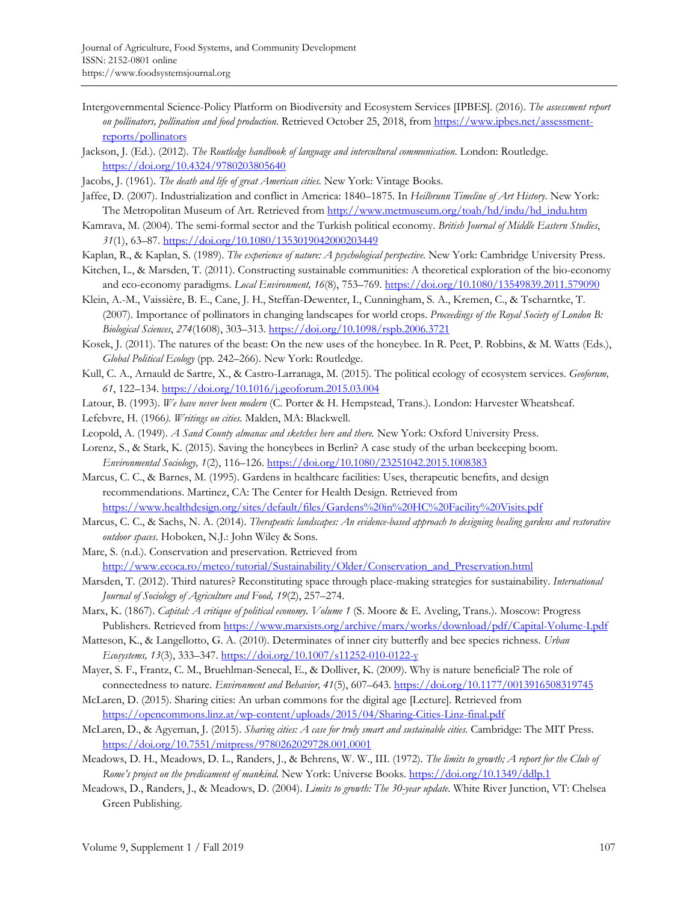Intergovernmental Science-Policy Platform on Biodiversity and Ecosystem Services [IPBES]. (2016). *The assessment report on pollinators, pollination and food production*. Retrieved October 25, 2018, from https://www.ipbes.net/assessment-reports/pollinators

Jackson, J. (Ed.). (2012). *The Routledge handbook of language and intercultural communication*. London: Routledge. https://doi.org/10.4324/9780203805640

Jacobs, J. (1961). *The death and life of great American cities*. New York: Vintage Books.

Jaffee, D. (2007). Industrialization and conflict in America: 1840–1875. In *Heilbrunn Timeline of Art History*. New York: The Metropolitan Museum of Art. Retrieved from http://www.metmuseum.org/toah/hd/indu/hd_indu.htm

Kamrava, M. (2004). The semi-formal sector and the Turkish political economy. *British Journal of Middle Eastern Studies*, *31*(1), 63–87. https://doi.org/10.1080/1353019042000203449

Kaplan, R., & Kaplan, S. (1989). *The experience of nature: A psychological perspective*. New York: Cambridge University Press.

Kitchen, L., & Marsden, T. (2011). Constructing sustainable communities: A theoretical exploration of the bio-economy and eco-economy paradigms. *Local Environment, 16*(8), 753–769. https://doi.org/10.1080/13549839.2011.579090

Klein, A.-M., Vaissière, B. E., Cane, J. H., Steffan-Dewenter, I., Cunningham, S. A., Kremen, C., & Tscharntke, T. (2007). Importance of pollinators in changing landscapes for world crops. *Proceedings of the Royal Society of London B: Biological Sciences*, *274*(1608), 303–313. https://doi.org/10.1098/rspb.2006.3721

Kosek, J. (2011). The natures of the beast: On the new uses of the honeybee. In R. Peet, P. Robbins, & M. Watts (Eds.), *Global Political Ecology* (pp. 242–266). New York: Routledge.

Kull, C. A., Arnauld de Sartre, X., & Castro-Larranaga, M. (2015). The political ecology of ecosystem services. *Geoforum, 61*, 122–134. https://doi.org/10.1016/j.geoforum.2015.03.004

Latour, B. (1993). *We have never been modern* (C. Porter & H. Hempstead, Trans.). London: Harvester Wheatsheaf.

Lefebvre, H. (1966*). Writings on cities.* Malden, MA: Blackwell.

Leopold, A. (1949). *A Sand County almanac and sketches here and there.* New York: Oxford University Press.

Lorenz, S., & Stark, K. (2015). Saving the honeybees in Berlin? A case study of the urban beekeeping boom. *Environmental Sociology, 1*(2), 116–126. https://doi.org/10.1080/23251042.2015.1008383

Marcus, C. C., & Barnes, M. (1995). Gardens in healthcare facilities: Uses, therapeutic benefits, and design recommendations. Martinez, CA: The Center for Health Design. Retrieved from https://www.healthdesign.org/sites/default/files/Gardens%20in%20HC%20Facility%20Visits.pdf

Marcus, C. C., & Sachs, N. A. (2014). *Therapeutic landscapes: An evidence-based approach to designing healing gardens and restorative outdoor spaces*. Hoboken, N.J.: John Wiley & Sons.

Mare, S. (n.d.). Conservation and preservation. Retrieved from http://www.ecoca.ro/meteo/tutorial/Sustainability/Older/Conservation_and_Preservation.html

Marsden, T. (2012). Third natures? Reconstituting space through place-making strategies for sustainability. *International Journal of Sociology of Agriculture and Food, 19*(2), 257–274.

Marx, K. (1867). *Capital: A critique of political economy. Volume 1* (S. Moore & E. Aveling, Trans.). Moscow: Progress Publishers. Retrieved from https://www.marxists.org/archive/marx/works/download/pdf/Capital-Volume-I.pdf

Matteson, K., & Langellotto, G. A. (2010). Determinates of inner city butterfly and bee species richness. *Urban Ecosystems, 13*(3), 333–347. https://doi.org/10.1007/s11252-010-0122-y

Mayer, S. F., Frantz, C. M., Bruehlman-Senecal, E., & Dolliver, K. (2009). Why is nature beneficial? The role of connectedness to nature. *Environment and Behavior, 41*(5), 607–643. https://doi.org/10.1177/0013916508319745

McLaren, D. (2015). Sharing cities: An urban commons for the digital age [Lecture]. Retrieved from https://opencommons.linz.at/wp-content/uploads/2015/04/Sharing-Cities-Linz-final.pdf

McLaren, D., & Agyeman, J. (2015). *Sharing cities: A case for truly smart and sustainable cities*. Cambridge: The MIT Press. https://doi.org/10.7551/mitpress/9780262029728.001.0001

Meadows, D. H., Meadows, D. L., Randers, J., & Behrens, W. W., III. (1972). *The limits to growth; A report for the Club of Rome's project on the predicament of mankind*. New York: Universe Books. https://doi.org/10.1349/ddlp.1

Meadows, D., Randers, J., & Meadows, D. (2004). *Limits to growth: The 30-year update.* White River Junction, VT: Chelsea Green Publishing.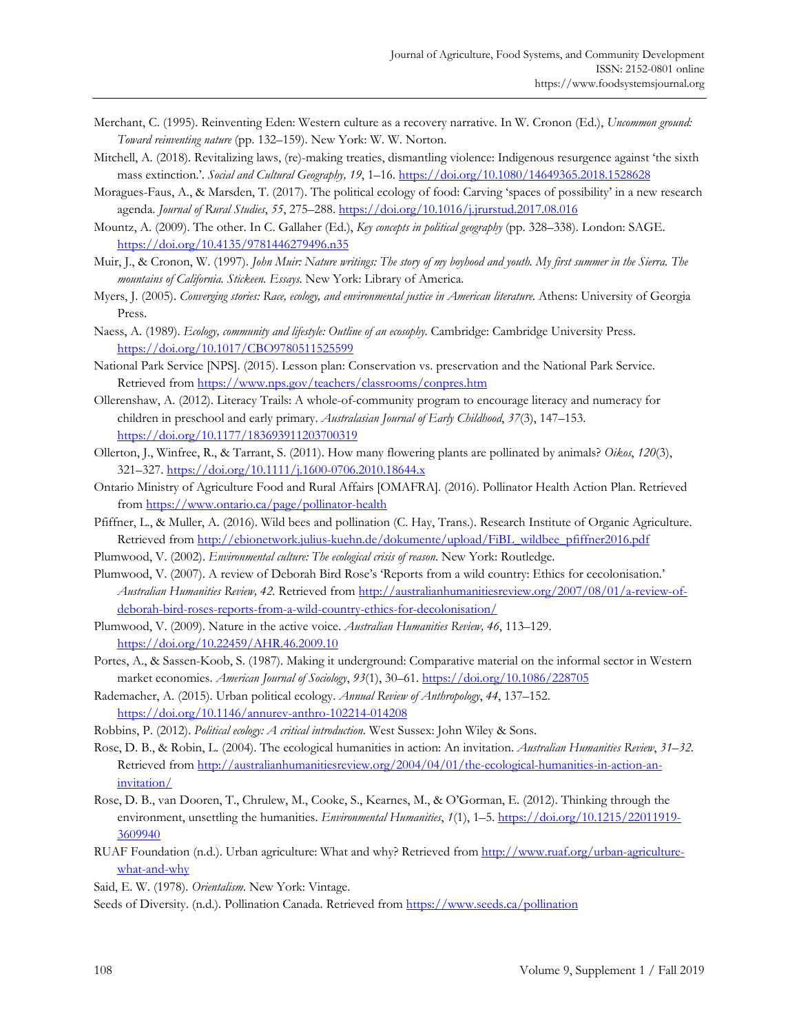Merchant, C. (1995). Reinventing Eden: Western culture as a recovery narrative. In W. Cronon (Ed.), *Uncommon ground: Toward reinventing nature* (pp. 132–159). New York: W. W. Norton.

Mitchell, A. (2018). Revitalizing laws, (re)-making treaties, dismantling violence: Indigenous resurgence against 'the sixth mass extinction.'. *Social and Cultural Geography, 19*, 1–16. https://doi.org/10.1080/14649365.2018.1528628

Moragues-Faus, A., & Marsden, T. (2017). The political ecology of food: Carving 'spaces of possibility' in a new research agenda. *Journal of Rural Studies*, *55*, 275–288. https://doi.org/10.1016/j.jrurstud.2017.08.016

Mountz, A. (2009). The other. In C. Gallaher (Ed.), *Key concepts in political geography* (pp. 328–338). London: SAGE. https://doi.org/10.4135/9781446279496.n35

Muir, J., & Cronon, W. (1997). *John Muir: Nature writings: The story of my boyhood and youth. My first summer in the Sierra. The mountains of California. Stickeen. Essays.* New York: Library of America.

Myers, J. (2005). *Converging stories: Race, ecology, and environmental justice in American literature.* Athens: University of Georgia Press.

Naess, A. (1989). *Ecology, community and lifestyle: Outline of an ecosophy*. Cambridge: Cambridge University Press. https://doi.org/10.1017/CBO9780511525599

National Park Service [NPS]. (2015). Lesson plan: Conservation vs. preservation and the National Park Service. Retrieved from https://www.nps.gov/teachers/classrooms/conpres.htm

Ollerenshaw, A. (2012). Literacy Trails: A whole-of-community program to encourage literacy and numeracy for children in preschool and early primary. *Australasian Journal of Early Childhood*, *37*(3), 147–153. https://doi.org/10.1177/183693911203700319

Ollerton, J., Winfree, R., & Tarrant, S. (2011). How many flowering plants are pollinated by animals? *Oikos*, *120*(3), 321–327. https://doi.org/10.1111/j.1600-0706.2010.18644.x

Ontario Ministry of Agriculture Food and Rural Affairs [OMAFRA]. (2016). Pollinator Health Action Plan. Retrieved from https://www.ontario.ca/page/pollinator-health

Pfiffner, L., & Muller, A. (2016). Wild bees and pollination (C. Hay, Trans.). Research Institute of Organic Agriculture. Retrieved from http://ebionetwork.julius-kuehn.de/dokumente/upload/FiBL_wildbee_pfiffner2016.pdf

Plumwood, V. (2002). *Environmental culture: The ecological crisis of reason*. New York: Routledge.

Plumwood, V. (2007). A review of Deborah Bird Rose's 'Reports from a wild country: Ethics for cecolonisation.' *Australian Humanities Review, 42*. Retrieved from http://australianhumanitiesreview.org/2007/08/01/a-review-of-deborah-bird-roses-reports-from-a-wild-country-ethics-for-decolonisation/

Plumwood, V. (2009). Nature in the active voice. *Australian Humanities Review, 46*, 113–129. https://doi.org/10.22459/AHR.46.2009.10

Portes, A., & Sassen-Koob, S. (1987). Making it underground: Comparative material on the informal sector in Western market economies. *American Journal of Sociology*, *93*(1), 30–61. https://doi.org/10.1086/228705

Rademacher, A. (2015). Urban political ecology. *Annual Review of Anthropology*, *44*, 137–152. https://doi.org/10.1146/annurev-anthro-102214-014208

Robbins, P. (2012). *Political ecology: A critical introduction*. West Sussex: John Wiley & Sons.

Rose, D. B., & Robin, L. (2004). The ecological humanities in action: An invitation. *Australian Humanities Review*, *31–32*. Retrieved from http://australianhumanitiesreview.org/2004/04/01/the-ecological-humanities-in-action-an-invitation/

Rose, D. B., van Dooren, T., Chrulew, M., Cooke, S., Kearnes, M., & O'Gorman, E. (2012). Thinking through the environment, unsettling the humanities. *Environmental Humanities*, *1*(1), 1–5. https://doi.org/10.1215/22011919-3609940

RUAF Foundation (n.d.). Urban agriculture: What and why? Retrieved from http://www.ruaf.org/urban-agriculture-what-and-why

Said, E. W. (1978). *Orientalism*. New York: Vintage.

Seeds of Diversity. (n.d.). Pollination Canada. Retrieved from https://www.seeds.ca/pollination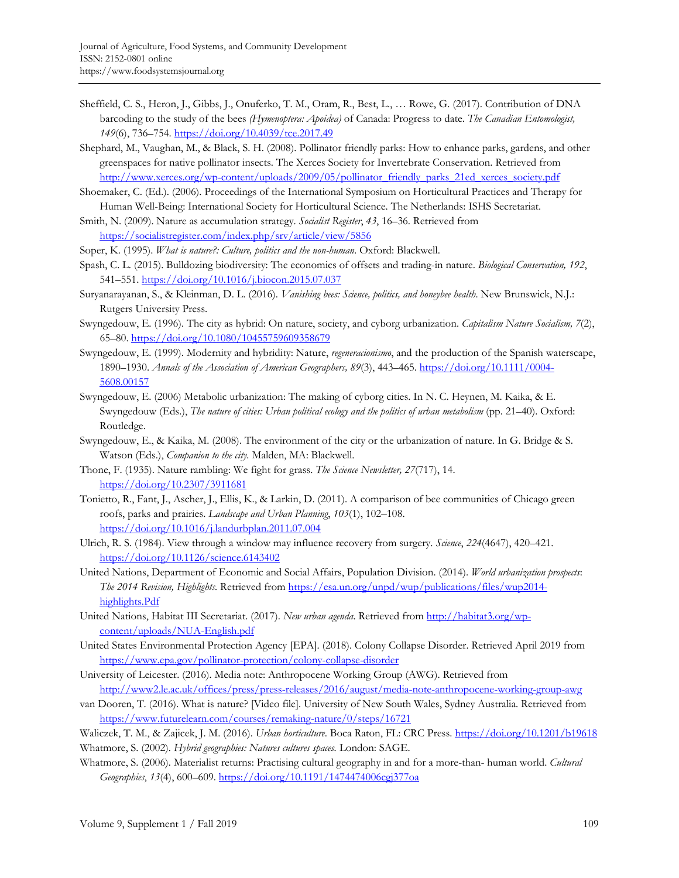Sheffield, C. S., Heron, J., Gibbs, J., Onuferko, T. M., Oram, R., Best, L., … Rowe, G. (2017). Contribution of DNA barcoding to the study of the bees *(Hymenoptera: Apoidea)* of Canada: Progress to date. *The Canadian Entomologist, 149*(6), 736–754. https://doi.org/10.4039/tce.2017.49

Shephard, M., Vaughan, M., & Black, S. H. (2008). Pollinator friendly parks: How to enhance parks, gardens, and other greenspaces for native pollinator insects. The Xerces Society for Invertebrate Conservation. Retrieved from http://www.xerces.org/wp-content/uploads/2009/05/pollinator_friendly_parks_21ed_xerces_society.pdf

Shoemaker, C. (Ed.). (2006). Proceedings of the International Symposium on Horticultural Practices and Therapy for Human Well-Being: International Society for Horticultural Science. The Netherlands: ISHS Secretariat.

Smith, N. (2009). Nature as accumulation strategy. *Socialist Register*, *43*, 16–36. Retrieved from https://socialistregister.com/index.php/srv/article/view/5856

Soper, K. (1995). *What is nature?: Culture, politics and the non-human.* Oxford: Blackwell.

Spash, C. L. (2015). Bulldozing biodiversity: The economics of offsets and trading-in nature. *Biological Conservation, 192*, 541–551. https://doi.org/10.1016/j.biocon.2015.07.037

Suryanarayanan, S., & Kleinman, D. L. (2016). *Vanishing bees: Science, politics, and honeybee health*. New Brunswick, N.J.: Rutgers University Press.

Swyngedouw, E. (1996). The city as hybrid: On nature, society, and cyborg urbanization. *Capitalism Nature Socialism, 7*(2), 65–80. https://doi.org/10.1080/10455759609358679

Swyngedouw, E. (1999). Modernity and hybridity: Nature, *regeneracionismo*, and the production of the Spanish waterscape, 1890–1930. *Annals of the Association of American Geographers, 89*(3), 443–465. https://doi.org/10.1111/0004-5608.00157

Swyngedouw, E. (2006) Metabolic urbanization: The making of cyborg cities. In N. C. Heynen, M. Kaika, & E. Swyngedouw (Eds.), *The nature of cities: Urban political ecology and the politics of urban metabolism* (pp. 21–40). Oxford: Routledge.

Swyngedouw, E., & Kaika, M. (2008). The environment of the city or the urbanization of nature. In G. Bridge & S. Watson (Eds.), *Companion to the city.* Malden, MA: Blackwell.

Thone, F. (1935). Nature rambling: We fight for grass. *The Science Newsletter, 27*(717), 14. https://doi.org/10.2307/3911681

Tonietto, R., Fant, J., Ascher, J., Ellis, K., & Larkin, D. (2011). A comparison of bee communities of Chicago green roofs, parks and prairies. *Landscape and Urban Planning*, *103*(1), 102–108. https://doi.org/10.1016/j.landurbplan.2011.07.004

Ulrich, R. S. (1984). View through a window may influence recovery from surgery. *Science*, *224*(4647), 420–421. https://doi.org/10.1126/science.6143402

United Nations, Department of Economic and Social Affairs, Population Division. (2014). *World urbanization prospects*: *The 2014 Revision, Highlights.* Retrieved from https://esa.un.org/unpd/wup/publications/files/wup2014-highlights.Pdf

United Nations, Habitat III Secretariat. (2017). *New urban agenda*. Retrieved from http://habitat3.org/wp-content/uploads/NUA-English.pdf

United States Environmental Protection Agency [EPA]. (2018). Colony Collapse Disorder. Retrieved April 2019 from https://www.epa.gov/pollinator-protection/colony-collapse-disorder

University of Leicester. (2016). Media note: Anthropocene Working Group (AWG). Retrieved from http://www2.le.ac.uk/offices/press/press-releases/2016/august/media-note-anthropocene-working-group-awg

van Dooren, T. (2016). What is nature? [Video file]. University of New South Wales, Sydney Australia. Retrieved from https://www.futurelearn.com/courses/remaking-nature/0/steps/16721

Waliczek, T. M., & Zajicek, J. M. (2016). *Urban horticulture*. Boca Raton, FL: CRC Press. https://doi.org/10.1201/b19618

Whatmore, S. (2002). *Hybrid geographies: Natures cultures spaces.* London: SAGE.

Whatmore, S. (2006). Materialist returns: Practising cultural geography in and for a more-than- human world. *Cultural Geographies*, *13*(4), 600–609. https://doi.org/10.1191/1474474006cgj377oa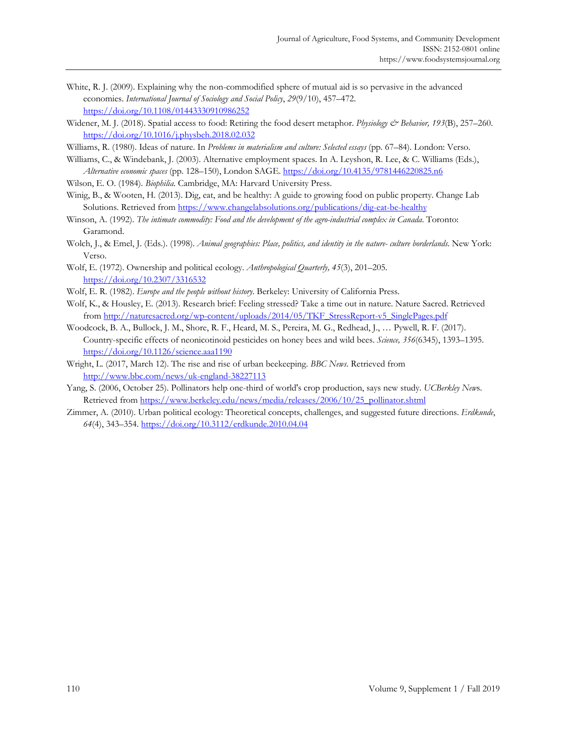White, R. J. (2009). Explaining why the non-commodified sphere of mutual aid is so pervasive in the advanced economies. *International Journal of Sociology and Social Policy*, *29*(9/10), 457–472. https://doi.org/10.1108/01443330910986252

Widener, M. J. (2018). Spatial access to food: Retiring the food desert metaphor. *Physiology & Behavior, 193*(B), 257–260. https://doi.org/10.1016/j.physbeh.2018.02.032

Williams, R. (1980). Ideas of nature. In *Problems in materialism and culture: Selected essays* (pp. 67–84). London: Verso.

Williams, C., & Windebank, J. (2003). Alternative employment spaces. In A. Leyshon, R. Lee, & C. Williams (Eds.), *Alternative economic spaces* (pp. 128–150), London SAGE. https://doi.org/10.4135/9781446220825.n6

Wilson, E. O. (1984). *Biophilia.* Cambridge, MA: Harvard University Press.

Winig, B., & Wooten, H. (2013). Dig, eat, and be healthy: A guide to growing food on public property. Change Lab Solutions. Retrieved from https://www.changelabsolutions.org/publications/dig-eat-be-healthy

Winson, A. (1992). *The intimate commodity: Food and the development of the agro-industrial complex in Canada*. Toronto: Garamond.

Wolch, J., & Emel, J. (Eds.). (1998). *Animal geographies: Place, politics, and identity in the nature- culture borderlands.* New York: Verso.

Wolf, E. (1972). Ownership and political ecology. *Anthropological Quarterly, 45*(3), 201–205. https://doi.org/10.2307/3316532

Wolf, E. R. (1982). *Europe and the people without history*. Berkeley: University of California Press.

Wolf, K., & Housley, E. (2013). Research brief: Feeling stressed? Take a time out in nature. Nature Sacred. Retrieved from http://naturesacred.org/wp-content/uploads/2014/05/TKF_StressReport-v5_SinglePages.pdf

Woodcock, B. A., Bullock, J. M., Shore, R. F., Heard, M. S., Pereira, M. G., Redhead, J., … Pywell, R. F. (2017). Country-specific effects of neonicotinoid pesticides on honey bees and wild bees. *Science, 356*(6345), 1393–1395. https://doi.org/10.1126/science.aaa1190

Wright, L. (2017, March 12). The rise and rise of urban beekeeping. *BBC News*. Retrieved from http://www.bbc.com/news/uk-england-38227113

Yang, S. (2006, October 25). Pollinators help one-third of world's crop production, says new study. *UCBerkley News*. Retrieved from https://www.berkeley.edu/news/media/releases/2006/10/25_pollinator.shtml

Zimmer, A. (2010). Urban political ecology: Theoretical concepts, challenges, and suggested future directions. *Erdkunde*, *64*(4), 343–354. https://doi.org/10.3112/erdkunde.2010.04.04